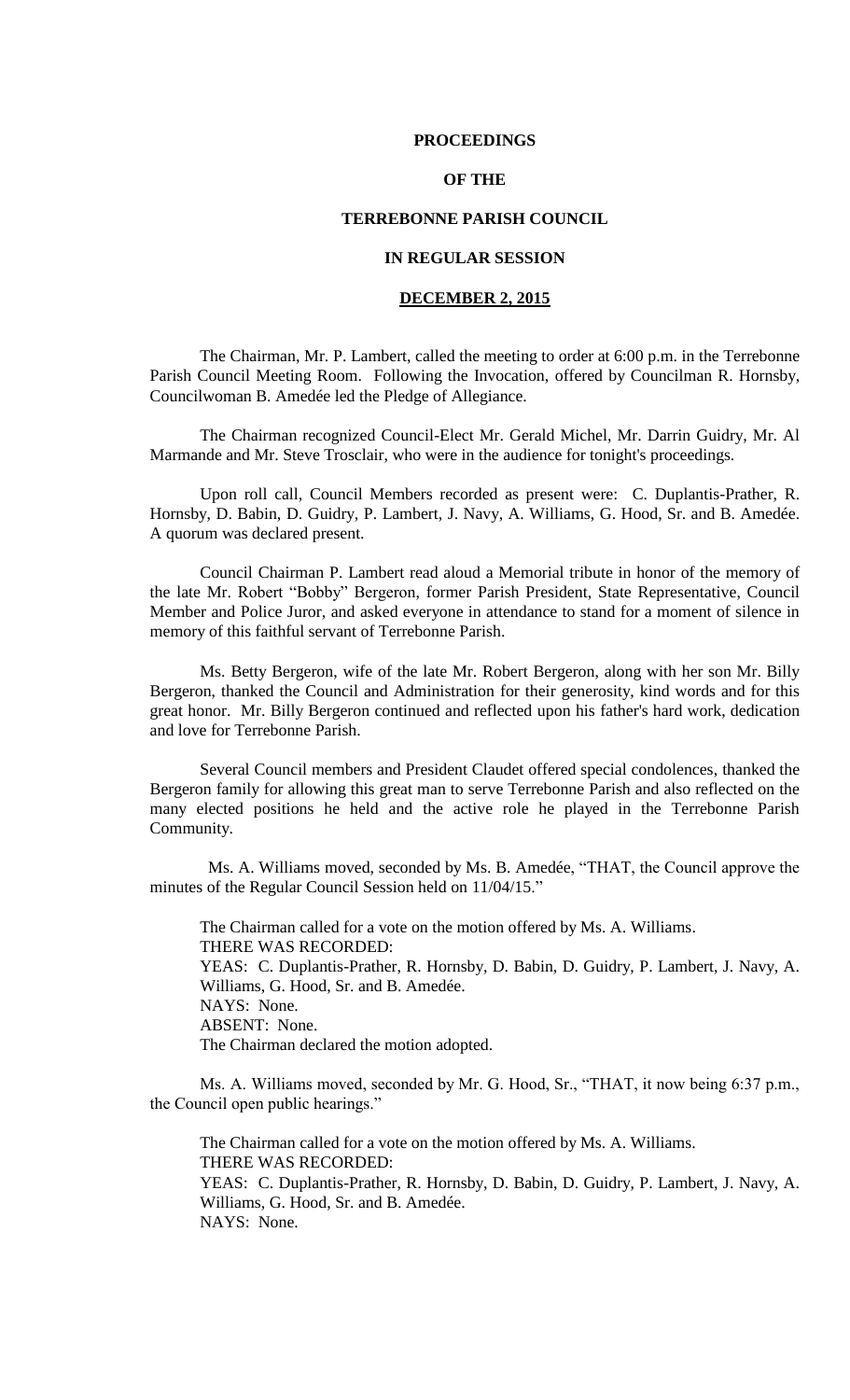**PROCEEDINGS**

**OF THE**

**TERREBONNE PARISH COUNCIL**

**IN REGULAR SESSION**

**DECEMBER 2, 2015**

The Chairman, Mr. P. Lambert, called the meeting to order at 6:00 p.m. in the Terrebonne Parish Council Meeting Room. Following the Invocation, offered by Councilman R. Hornsby, Councilwoman B. Amedée led the Pledge of Allegiance.

The Chairman recognized Council-Elect Mr. Gerald Michel, Mr. Darrin Guidry, Mr. Al Marmande and Mr. Steve Trosclair, who were in the audience for tonight's proceedings.

Upon roll call, Council Members recorded as present were: C. Duplantis-Prather, R. Hornsby, D. Babin, D. Guidry, P. Lambert, J. Navy, A. Williams, G. Hood, Sr. and B. Amedée. A quorum was declared present.

Council Chairman P. Lambert read aloud a Memorial tribute in honor of the memory of the late Mr. Robert "Bobby" Bergeron, former Parish President, State Representative, Council Member and Police Juror, and asked everyone in attendance to stand for a moment of silence in memory of this faithful servant of Terrebonne Parish.

Ms. Betty Bergeron, wife of the late Mr. Robert Bergeron, along with her son Mr. Billy Bergeron, thanked the Council and Administration for their generosity, kind words and for this great honor. Mr. Billy Bergeron continued and reflected upon his father's hard work, dedication and love for Terrebonne Parish.

Several Council members and President Claudet offered special condolences, thanked the Bergeron family for allowing this great man to serve Terrebonne Parish and also reflected on the many elected positions he held and the active role he played in the Terrebonne Parish Community.

Ms. A. Williams moved, seconded by Ms. B. Amedée, "THAT, the Council approve the minutes of the Regular Council Session held on 11/04/15."

The Chairman called for a vote on the motion offered by Ms. A. Williams.
THERE WAS RECORDED:
YEAS: C. Duplantis-Prather, R. Hornsby, D. Babin, D. Guidry, P. Lambert, J. Navy, A. Williams, G. Hood, Sr. and B. Amedée.
NAYS: None.
ABSENT: None.
The Chairman declared the motion adopted.

Ms. A. Williams moved, seconded by Mr. G. Hood, Sr., "THAT, it now being 6:37 p.m., the Council open public hearings."

The Chairman called for a vote on the motion offered by Ms. A. Williams.
THERE WAS RECORDED:
YEAS: C. Duplantis-Prather, R. Hornsby, D. Babin, D. Guidry, P. Lambert, J. Navy, A. Williams, G. Hood, Sr. and B. Amedée.
NAYS: None.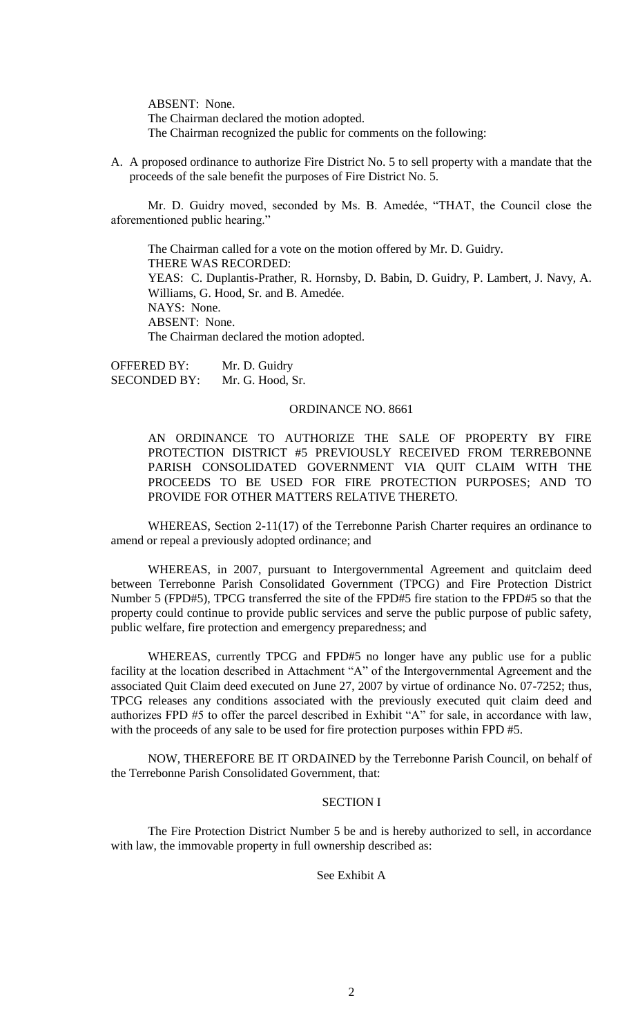ABSENT: None.

The Chairman declared the motion adopted.

The Chairman recognized the public for comments on the following:

A. A proposed ordinance to authorize Fire District No. 5 to sell property with a mandate that the proceeds of the sale benefit the purposes of Fire District No. 5.

Mr. D. Guidry moved, seconded by Ms. B. Amedée, "THAT, the Council close the aforementioned public hearing."

The Chairman called for a vote on the motion offered by Mr. D. Guidry.

THERE WAS RECORDED:

YEAS: C. Duplantis-Prather, R. Hornsby, D. Babin, D. Guidry, P. Lambert, J. Navy, A. Williams, G. Hood, Sr. and B. Amedée.

NAYS: None.

ABSENT: None.

The Chairman declared the motion adopted.

OFFERED BY: Mr. D. Guidry
SECONDED BY: Mr. G. Hood, Sr.

ORDINANCE NO. 8661

AN ORDINANCE TO AUTHORIZE THE SALE OF PROPERTY BY FIRE PROTECTION DISTRICT #5 PREVIOUSLY RECEIVED FROM TERREBONNE PARISH CONSOLIDATED GOVERNMENT VIA QUIT CLAIM WITH THE PROCEEDS TO BE USED FOR FIRE PROTECTION PURPOSES; AND TO PROVIDE FOR OTHER MATTERS RELATIVE THERETO.

WHEREAS, Section 2-11(17) of the Terrebonne Parish Charter requires an ordinance to amend or repeal a previously adopted ordinance; and

WHEREAS, in 2007, pursuant to Intergovernmental Agreement and quitclaim deed between Terrebonne Parish Consolidated Government (TPCG) and Fire Protection District Number 5 (FPD#5), TPCG transferred the site of the FPD#5 fire station to the FPD#5 so that the property could continue to provide public services and serve the public purpose of public safety, public welfare, fire protection and emergency preparedness; and

WHEREAS, currently TPCG and FPD#5 no longer have any public use for a public facility at the location described in Attachment "A" of the Intergovernmental Agreement and the associated Quit Claim deed executed on June 27, 2007 by virtue of ordinance No. 07-7252; thus, TPCG releases any conditions associated with the previously executed quit claim deed and authorizes FPD #5 to offer the parcel described in Exhibit "A" for sale, in accordance with law, with the proceeds of any sale to be used for fire protection purposes within FPD #5.

NOW, THEREFORE BE IT ORDAINED by the Terrebonne Parish Council, on behalf of the Terrebonne Parish Consolidated Government, that:

SECTION I

The Fire Protection District Number 5 be and is hereby authorized to sell, in accordance with law, the immovable property in full ownership described as:

See Exhibit A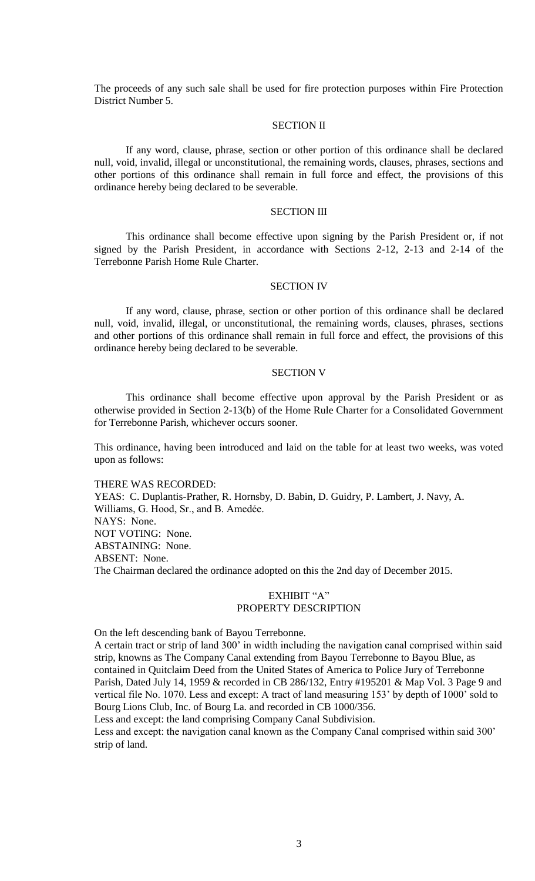The proceeds of any such sale shall be used for fire protection purposes within Fire Protection District Number 5.

SECTION II

If any word, clause, phrase, section or other portion of this ordinance shall be declared null, void, invalid, illegal or unconstitutional, the remaining words, clauses, phrases, sections and other portions of this ordinance shall remain in full force and effect, the provisions of this ordinance hereby being declared to be severable.

SECTION III

This ordinance shall become effective upon signing by the Parish President or, if not signed by the Parish President, in accordance with Sections 2-12, 2-13 and 2-14 of the Terrebonne Parish Home Rule Charter.

SECTION IV

If any word, clause, phrase, section or other portion of this ordinance shall be declared null, void, invalid, illegal, or unconstitutional, the remaining words, clauses, phrases, sections and other portions of this ordinance shall remain in full force and effect, the provisions of this ordinance hereby being declared to be severable.

SECTION V

This ordinance shall become effective upon approval by the Parish President or as otherwise provided in Section 2-13(b) of the Home Rule Charter for a Consolidated Government for Terrebonne Parish, whichever occurs sooner.

This ordinance, having been introduced and laid on the table for at least two weeks, was voted upon as follows:

THERE WAS RECORDED:
YEAS: C. Duplantis-Prather, R. Hornsby, D. Babin, D. Guidry, P. Lambert, J. Navy, A. Williams, G. Hood, Sr., and B. Amedée.
NAYS: None.
NOT VOTING: None.
ABSTAINING: None.
ABSENT: None.
The Chairman declared the ordinance adopted on this the 2nd day of December 2015.

EXHIBIT "A"
PROPERTY DESCRIPTION

On the left descending bank of Bayou Terrebonne.
A certain tract or strip of land 300' in width including the navigation canal comprised within said strip, knowns as The Company Canal extending from Bayou Terrebonne to Bayou Blue, as contained in Quitclaim Deed from the United States of America to Police Jury of Terrebonne Parish, Dated July 14, 1959 & recorded in CB 286/132, Entry #195201 & Map Vol. 3 Page 9 and vertical file No. 1070. Less and except: A tract of land measuring 153' by depth of 1000' sold to Bourg Lions Club, Inc. of Bourg La. and recorded in CB 1000/356.
Less and except: the land comprising Company Canal Subdivision.
Less and except: the navigation canal known as the Company Canal comprised within said 300' strip of land.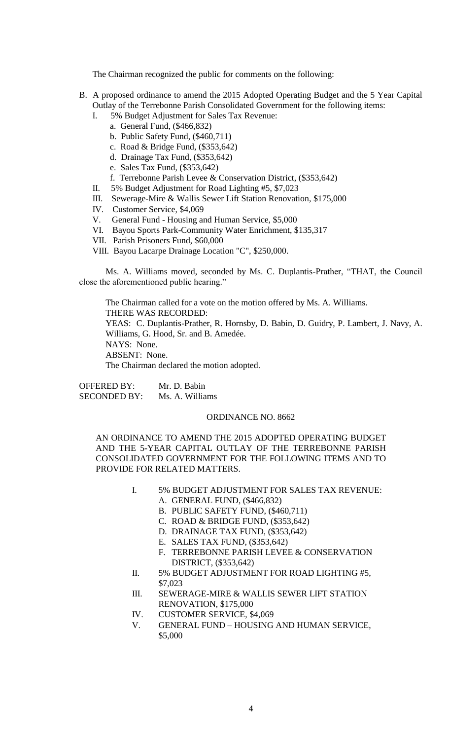The Chairman recognized the public for comments on the following:

B. A proposed ordinance to amend the 2015 Adopted Operating Budget and the 5 Year Capital Outlay of the Terrebonne Parish Consolidated Government for the following items:
   I. 5% Budget Adjustment for Sales Tax Revenue:
      a. General Fund, ($466,832)
      b. Public Safety Fund, ($460,711)
      c. Road & Bridge Fund, ($353,642)
      d. Drainage Tax Fund, ($353,642)
      e. Sales Tax Fund, ($353,642)
      f. Terrebonne Parish Levee & Conservation District, ($353,642)
   II. 5% Budget Adjustment for Road Lighting #5, $7,023
   III. Sewerage-Mire & Wallis Sewer Lift Station Renovation, $175,000
   IV. Customer Service, $4,069
   V. General Fund - Housing and Human Service, $5,000
   VI. Bayou Sports Park-Community Water Enrichment, $135,317
   VII. Parish Prisoners Fund, $60,000
   VIII. Bayou Lacarpe Drainage Location "C", $250,000.

Ms. A. Williams moved, seconded by Ms. C. Duplantis-Prather, "THAT, the Council close the aforementioned public hearing."

The Chairman called for a vote on the motion offered by Ms. A. Williams.
THERE WAS RECORDED:
YEAS: C. Duplantis-Prather, R. Hornsby, D. Babin, D. Guidry, P. Lambert, J. Navy, A. Williams, G. Hood, Sr. and B. Amedée.
NAYS: None.
ABSENT: None.
The Chairman declared the motion adopted.

OFFERED BY: Mr. D. Babin
SECONDED BY: Ms. A. Williams

ORDINANCE NO. 8662

AN ORDINANCE TO AMEND THE 2015 ADOPTED OPERATING BUDGET AND THE 5-YEAR CAPITAL OUTLAY OF THE TERREBONNE PARISH CONSOLIDATED GOVERNMENT FOR THE FOLLOWING ITEMS AND TO PROVIDE FOR RELATED MATTERS.

I. 5% BUDGET ADJUSTMENT FOR SALES TAX REVENUE:
   A. GENERAL FUND, ($466,832)
   B. PUBLIC SAFETY FUND, ($460,711)
   C. ROAD & BRIDGE FUND, ($353,642)
   D. DRAINAGE TAX FUND, ($353,642)
   E. SALES TAX FUND, ($353,642)
   F. TERREBONNE PARISH LEVEE & CONSERVATION DISTRICT, ($353,642)
II. 5% BUDGET ADJUSTMENT FOR ROAD LIGHTING #5, $7,023
III. SEWERAGE-MIRE & WALLIS SEWER LIFT STATION RENOVATION, $175,000
IV. CUSTOMER SERVICE, $4,069
V. GENERAL FUND – HOUSING AND HUMAN SERVICE, $5,000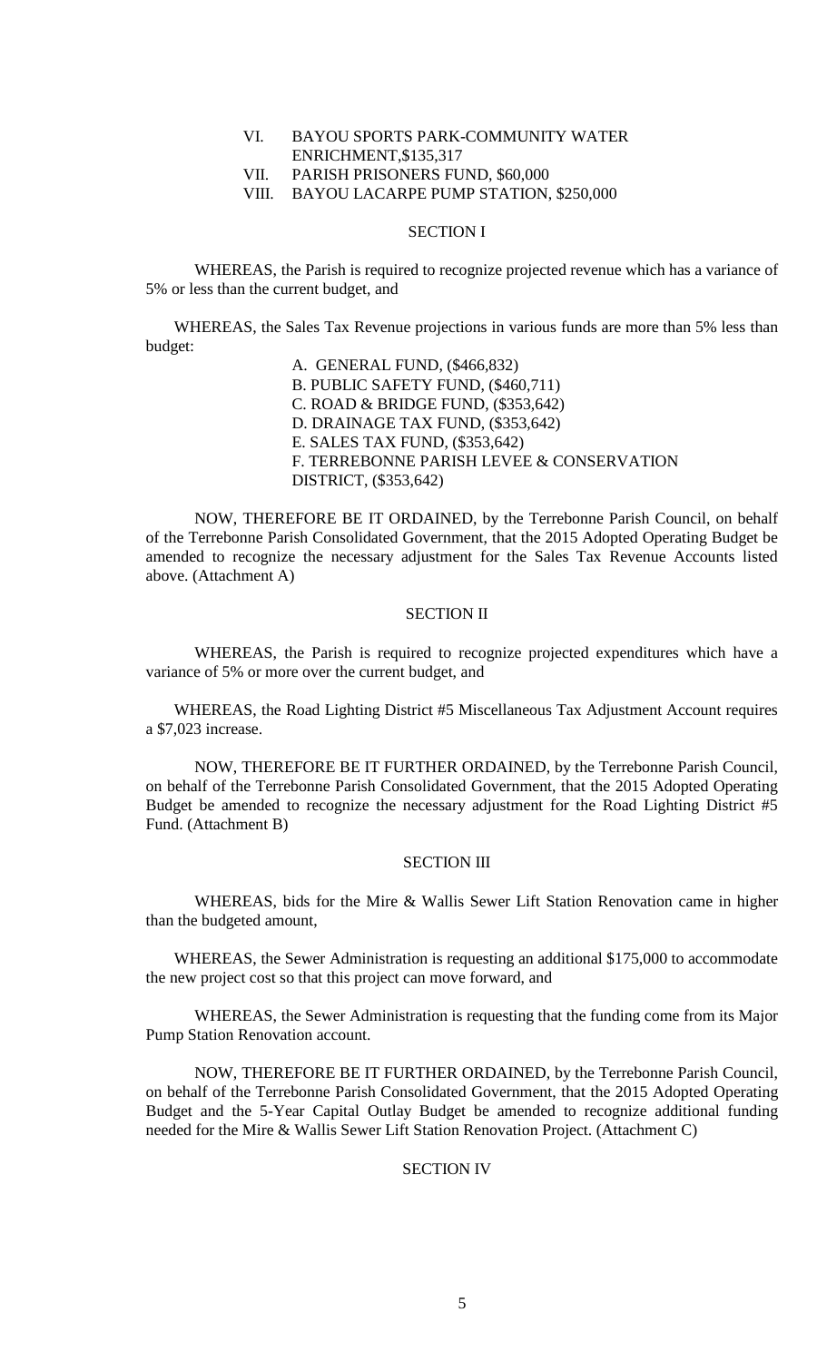VI. BAYOU SPORTS PARK-COMMUNITY WATER ENRICHMENT,$135,317
VII. PARISH PRISONERS FUND, $60,000
VIII. BAYOU LACARPE PUMP STATION, $250,000

## SECTION I

WHEREAS, the Parish is required to recognize projected revenue which has a variance of 5% or less than the current budget, and

WHEREAS, the Sales Tax Revenue projections in various funds are more than 5% less than budget:

A. GENERAL FUND, ($466,832)
B. PUBLIC SAFETY FUND, ($460,711)
C. ROAD & BRIDGE FUND, ($353,642)
D. DRAINAGE TAX FUND, ($353,642)
E. SALES TAX FUND, ($353,642)
F. TERREBONNE PARISH LEVEE & CONSERVATION DISTRICT, ($353,642)

NOW, THEREFORE BE IT ORDAINED, by the Terrebonne Parish Council, on behalf of the Terrebonne Parish Consolidated Government, that the 2015 Adopted Operating Budget be amended to recognize the necessary adjustment for the Sales Tax Revenue Accounts listed above. (Attachment A)

## SECTION II

WHEREAS, the Parish is required to recognize projected expenditures which have a variance of 5% or more over the current budget, and

WHEREAS, the Road Lighting District #5 Miscellaneous Tax Adjustment Account requires a $7,023 increase.

NOW, THEREFORE BE IT FURTHER ORDAINED, by the Terrebonne Parish Council, on behalf of the Terrebonne Parish Consolidated Government, that the 2015 Adopted Operating Budget be amended to recognize the necessary adjustment for the Road Lighting District #5 Fund. (Attachment B)

## SECTION III

WHEREAS, bids for the Mire & Wallis Sewer Lift Station Renovation came in higher than the budgeted amount,

WHEREAS, the Sewer Administration is requesting an additional $175,000 to accommodate the new project cost so that this project can move forward, and

WHEREAS, the Sewer Administration is requesting that the funding come from its Major Pump Station Renovation account.

NOW, THEREFORE BE IT FURTHER ORDAINED, by the Terrebonne Parish Council, on behalf of the Terrebonne Parish Consolidated Government, that the 2015 Adopted Operating Budget and the 5-Year Capital Outlay Budget be amended to recognize additional funding needed for the Mire & Wallis Sewer Lift Station Renovation Project. (Attachment C)

## SECTION IV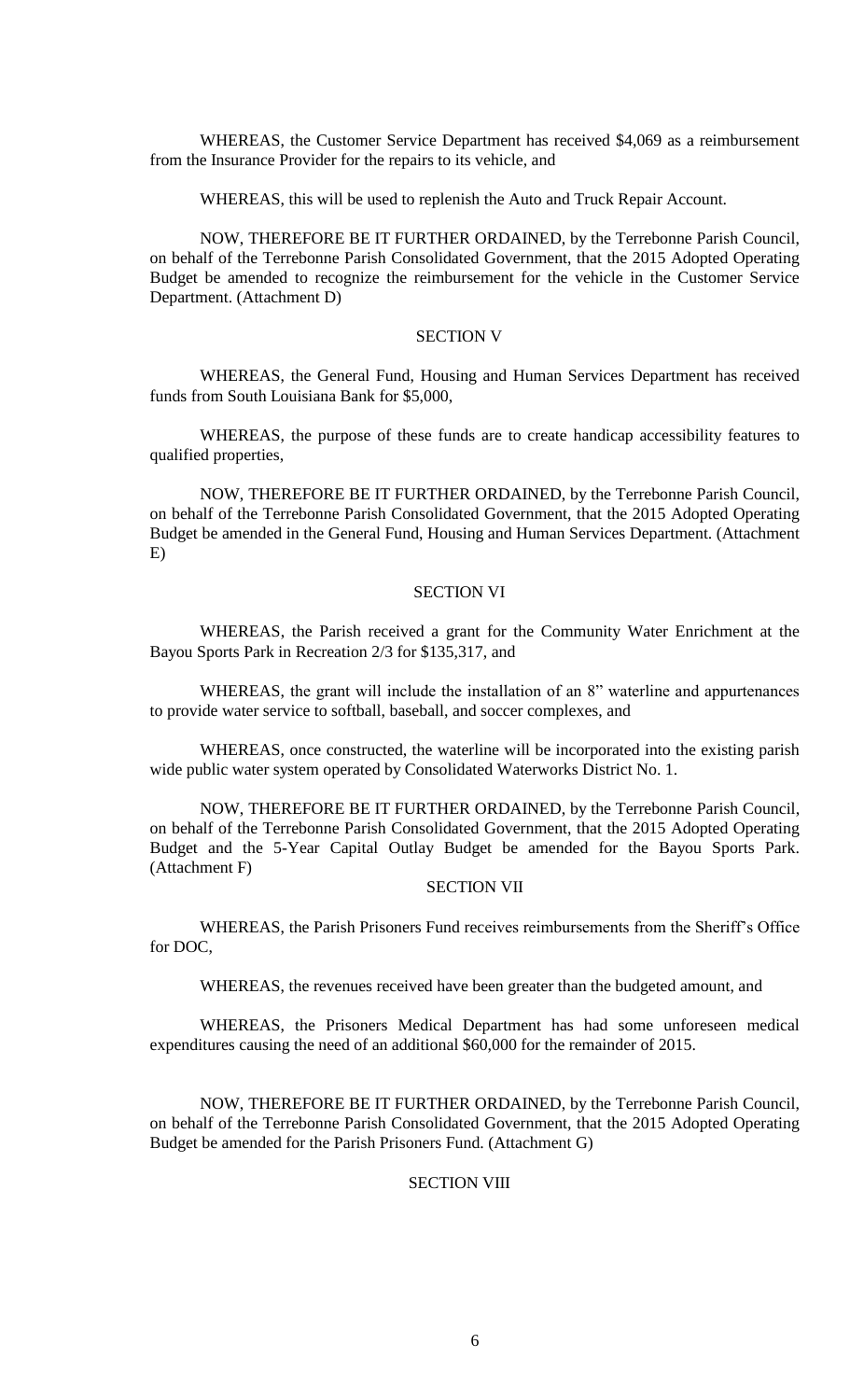WHEREAS, the Customer Service Department has received $4,069 as a reimbursement from the Insurance Provider for the repairs to its vehicle, and

WHEREAS, this will be used to replenish the Auto and Truck Repair Account.

NOW, THEREFORE BE IT FURTHER ORDAINED, by the Terrebonne Parish Council, on behalf of the Terrebonne Parish Consolidated Government, that the 2015 Adopted Operating Budget be amended to recognize the reimbursement for the vehicle in the Customer Service Department. (Attachment D)

## SECTION V

WHEREAS, the General Fund, Housing and Human Services Department has received funds from South Louisiana Bank for $5,000,

WHEREAS, the purpose of these funds are to create handicap accessibility features to qualified properties,

NOW, THEREFORE BE IT FURTHER ORDAINED, by the Terrebonne Parish Council, on behalf of the Terrebonne Parish Consolidated Government, that the 2015 Adopted Operating Budget be amended in the General Fund, Housing and Human Services Department. (Attachment E)

## SECTION VI

WHEREAS, the Parish received a grant for the Community Water Enrichment at the Bayou Sports Park in Recreation 2/3 for $135,317, and

WHEREAS, the grant will include the installation of an 8" waterline and appurtenances to provide water service to softball, baseball, and soccer complexes, and

WHEREAS, once constructed, the waterline will be incorporated into the existing parish wide public water system operated by Consolidated Waterworks District No. 1.

NOW, THEREFORE BE IT FURTHER ORDAINED, by the Terrebonne Parish Council, on behalf of the Terrebonne Parish Consolidated Government, that the 2015 Adopted Operating Budget and the 5-Year Capital Outlay Budget be amended for the Bayou Sports Park. (Attachment F)

## SECTION VII

WHEREAS, the Parish Prisoners Fund receives reimbursements from the Sheriff's Office for DOC,

WHEREAS, the revenues received have been greater than the budgeted amount, and

WHEREAS, the Prisoners Medical Department has had some unforeseen medical expenditures causing the need of an additional $60,000 for the remainder of 2015.

NOW, THEREFORE BE IT FURTHER ORDAINED, by the Terrebonne Parish Council, on behalf of the Terrebonne Parish Consolidated Government, that the 2015 Adopted Operating Budget be amended for the Parish Prisoners Fund. (Attachment G)

## SECTION VIII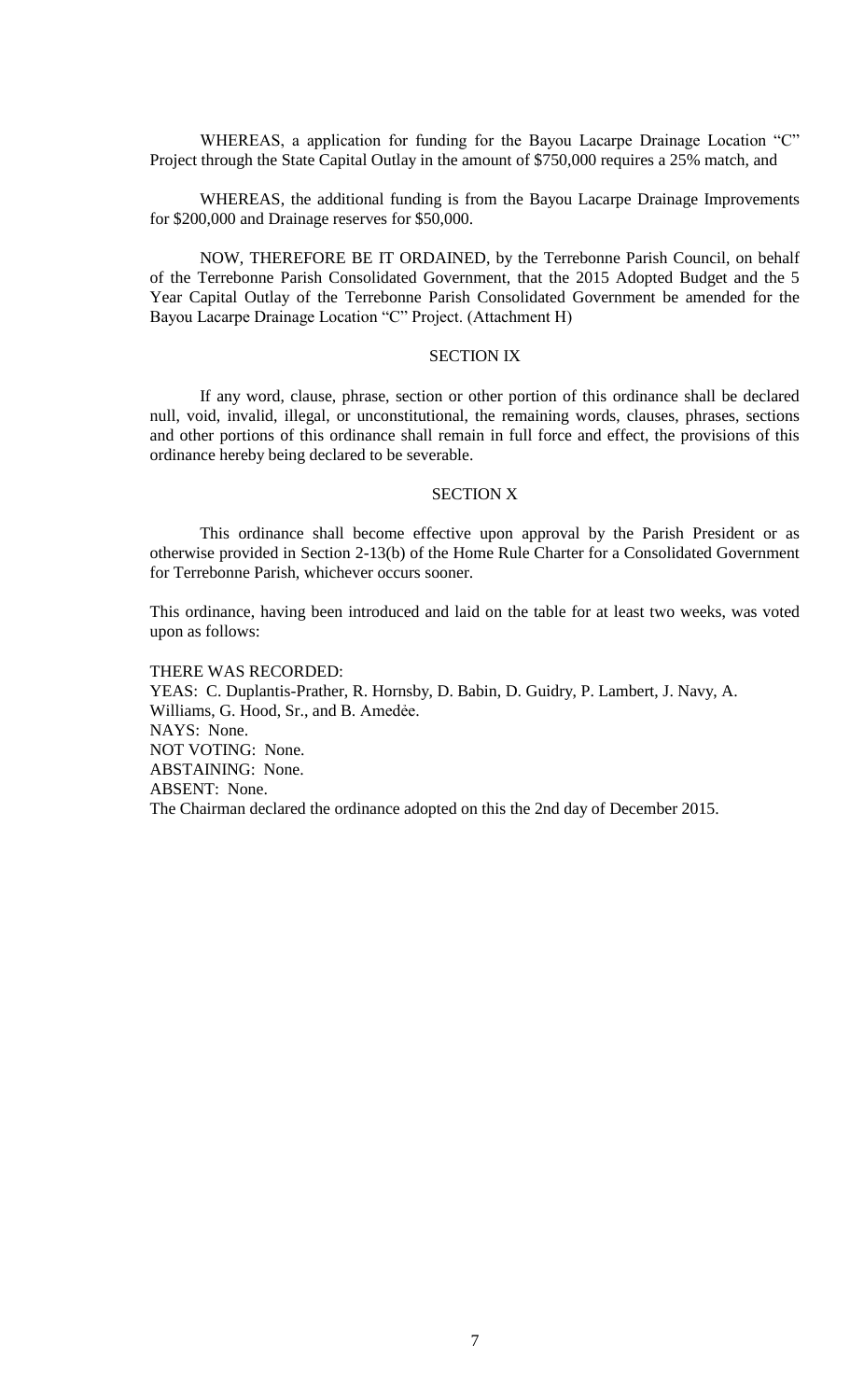WHEREAS, a application for funding for the Bayou Lacarpe Drainage Location "C" Project through the State Capital Outlay in the amount of $750,000 requires a 25% match, and

WHEREAS, the additional funding is from the Bayou Lacarpe Drainage Improvements for $200,000 and Drainage reserves for $50,000.

NOW, THEREFORE BE IT ORDAINED, by the Terrebonne Parish Council, on behalf of the Terrebonne Parish Consolidated Government, that the 2015 Adopted Budget and the 5 Year Capital Outlay of the Terrebonne Parish Consolidated Government be amended for the Bayou Lacarpe Drainage Location "C" Project. (Attachment H)

SECTION IX

If any word, clause, phrase, section or other portion of this ordinance shall be declared null, void, invalid, illegal, or unconstitutional, the remaining words, clauses, phrases, sections and other portions of this ordinance shall remain in full force and effect, the provisions of this ordinance hereby being declared to be severable.

SECTION X

This ordinance shall become effective upon approval by the Parish President or as otherwise provided in Section 2-13(b) of the Home Rule Charter for a Consolidated Government for Terrebonne Parish, whichever occurs sooner.

This ordinance, having been introduced and laid on the table for at least two weeks, was voted upon as follows:

THERE WAS RECORDED:
YEAS: C. Duplantis-Prather, R. Hornsby, D. Babin, D. Guidry, P. Lambert, J. Navy, A. Williams, G. Hood, Sr., and B. Amedée.
NAYS: None.
NOT VOTING: None.
ABSTAINING: None.
ABSENT: None.
The Chairman declared the ordinance adopted on this the 2nd day of December 2015.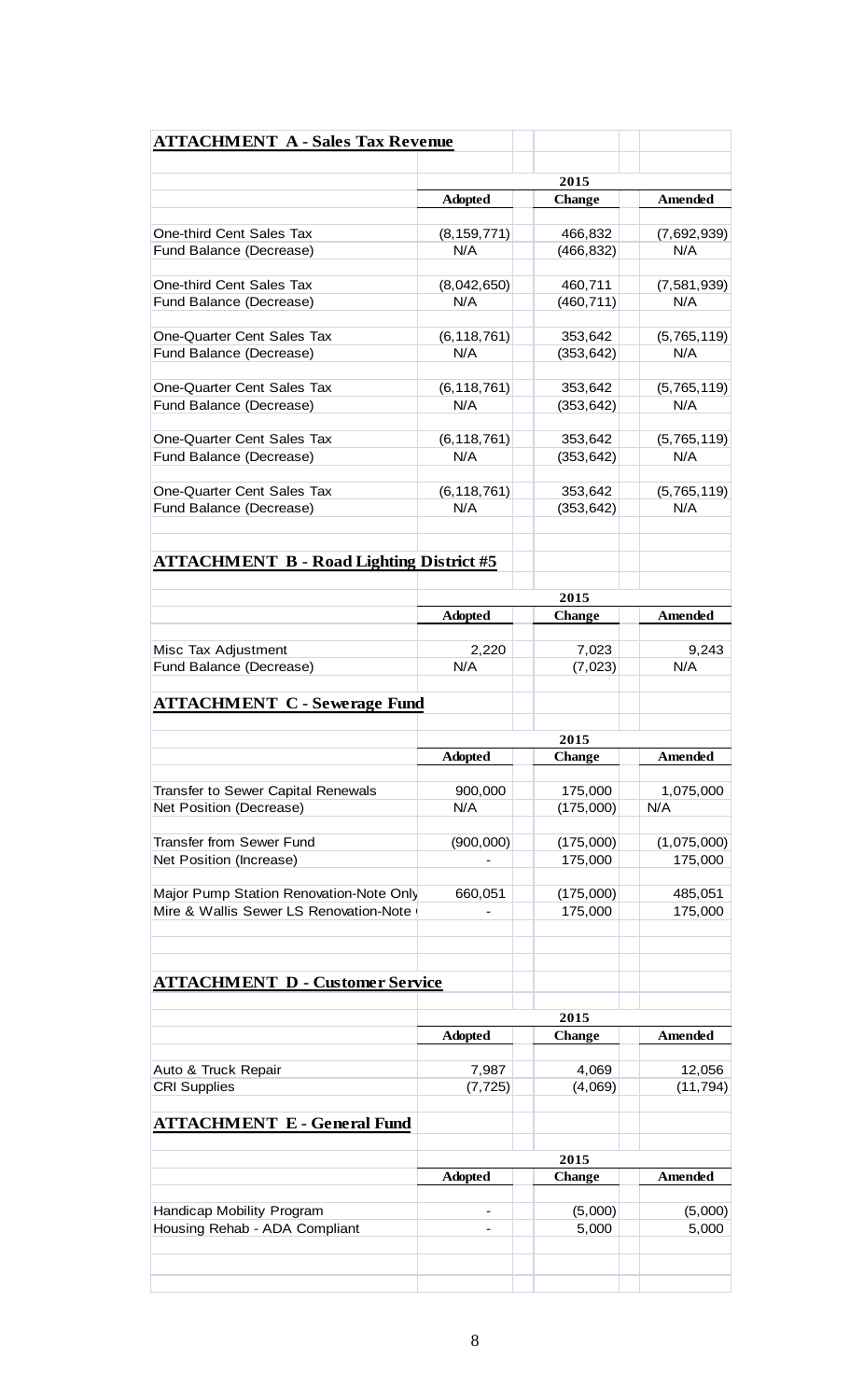## ATTACHMENT A - Sales Tax Revenue

| | 2015 | | |
|---|---|---|---|
| | Adopted | Change | Amended |
| One-third Cent Sales Tax | (8,159,771) | 466,832 | (7,692,939) |
| Fund Balance (Decrease) | N/A | (466,832) | N/A |
| One-third Cent Sales Tax | (8,042,650) | 460,711 | (7,581,939) |
| Fund Balance (Decrease) | N/A | (460,711) | N/A |
| One-Quarter Cent Sales Tax | (6,118,761) | 353,642 | (5,765,119) |
| Fund Balance (Decrease) | N/A | (353,642) | N/A |
| One-Quarter Cent Sales Tax | (6,118,761) | 353,642 | (5,765,119) |
| Fund Balance (Decrease) | N/A | (353,642) | N/A |
| One-Quarter Cent Sales Tax | (6,118,761) | 353,642 | (5,765,119) |
| Fund Balance (Decrease) | N/A | (353,642) | N/A |
| One-Quarter Cent Sales Tax | (6,118,761) | 353,642 | (5,765,119) |
| Fund Balance (Decrease) | N/A | (353,642) | N/A |

## ATTACHMENT B - Road Lighting District #5

| | 2015 | | |
|---|---|---|---|
| | Adopted | Change | Amended |
| Misc Tax Adjustment | 2,220 | 7,023 | 9,243 |
| Fund Balance (Decrease) | N/A | (7,023) | N/A |

## ATTACHMENT C - Sewerage Fund

| | 2015 | | |
|---|---|---|---|
| | Adopted | Change | Amended |
| Transfer to Sewer Capital Renewals | 900,000 | 175,000 | 1,075,000 |
| Net Position (Decrease) | N/A | (175,000) | N/A |
| Transfer from Sewer Fund | (900,000) | (175,000) | (1,075,000) |
| Net Position (Increase) | - | 175,000 | 175,000 |
| Major Pump Station Renovation-Note Only | 660,051 | (175,000) | 485,051 |
| Mire & Wallis Sewer LS Renovation-Note | - | 175,000 | 175,000 |

## ATTACHMENT D - Customer Service

| | 2015 | | |
|---|---|---|---|
| | Adopted | Change | Amended |
| Auto & Truck Repair | 7,987 | 4,069 | 12,056 |
| CRI Supplies | (7,725) | (4,069) | (11,794) |

## ATTACHMENT E - General Fund

| | 2015 | | |
|---|---|---|---|
| | Adopted | Change | Amended |
| Handicap Mobility Program | - | (5,000) | (5,000) |
| Housing Rehab - ADA Compliant | - | 5,000 | 5,000 |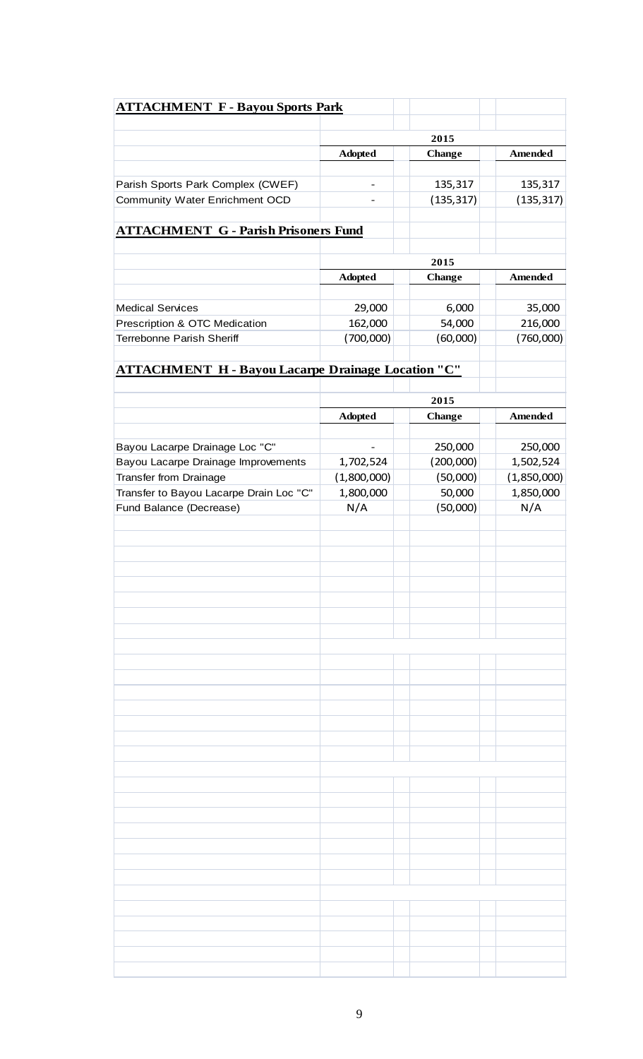## ATTACHMENT F - Bayou Sports Park

| | 2015 | | |
|---|---|---|---|
| | Adopted | Change | Amended |
| Parish Sports Park Complex (CWEF) | - | 135,317 | 135,317 |
| Community Water Enrichment OCD | - | (135,317) | (135,317) |

## ATTACHMENT G - Parish Prisoners Fund

| | 2015 | | |
|---|---|---|---|
| | Adopted | Change | Amended |
| Medical Services | 29,000 | 6,000 | 35,000 |
| Prescription & OTC Medication | 162,000 | 54,000 | 216,000 |
| Terrebonne Parish Sheriff | (700,000) | (60,000) | (760,000) |

## ATTACHMENT H - Bayou Lacarpe Drainage Location "C"

| | 2015 | | |
|---|---|---|---|
| | Adopted | Change | Amended |
| Bayou Lacarpe Drainage Loc "C" | - | 250,000 | 250,000 |
| Bayou Lacarpe Drainage Improvements | 1,702,524 | (200,000) | 1,502,524 |
| Transfer from Drainage | (1,800,000) | (50,000) | (1,850,000) |
| Transfer to Bayou Lacarpe Drain Loc "C" | 1,800,000 | 50,000 | 1,850,000 |
| Fund Balance (Decrease) | N/A | (50,000) | N/A |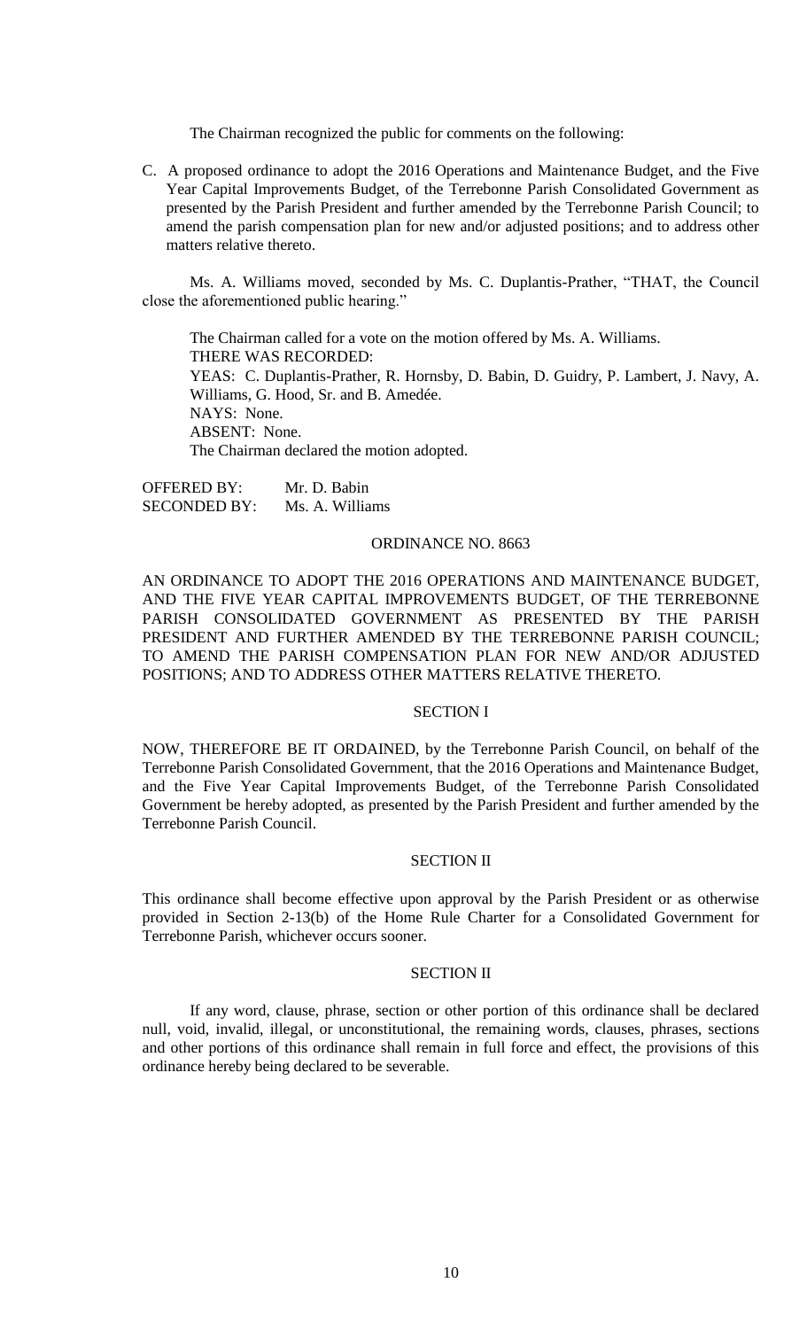The Chairman recognized the public for comments on the following:

C. A proposed ordinance to adopt the 2016 Operations and Maintenance Budget, and the Five Year Capital Improvements Budget, of the Terrebonne Parish Consolidated Government as presented by the Parish President and further amended by the Terrebonne Parish Council; to amend the parish compensation plan for new and/or adjusted positions; and to address other matters relative thereto.

Ms. A. Williams moved, seconded by Ms. C. Duplantis-Prather, "THAT, the Council close the aforementioned public hearing."

The Chairman called for a vote on the motion offered by Ms. A. Williams.
THERE WAS RECORDED:
YEAS: C. Duplantis-Prather, R. Hornsby, D. Babin, D. Guidry, P. Lambert, J. Navy, A. Williams, G. Hood, Sr. and B. Amedée.
NAYS: None.
ABSENT: None.
The Chairman declared the motion adopted.

OFFERED BY: Mr. D. Babin
SECONDED BY: Ms. A. Williams

ORDINANCE NO. 8663

AN ORDINANCE TO ADOPT THE 2016 OPERATIONS AND MAINTENANCE BUDGET, AND THE FIVE YEAR CAPITAL IMPROVEMENTS BUDGET, OF THE TERREBONNE PARISH CONSOLIDATED GOVERNMENT AS PRESENTED BY THE PARISH PRESIDENT AND FURTHER AMENDED BY THE TERREBONNE PARISH COUNCIL; TO AMEND THE PARISH COMPENSATION PLAN FOR NEW AND/OR ADJUSTED POSITIONS; AND TO ADDRESS OTHER MATTERS RELATIVE THERETO.

SECTION I

NOW, THEREFORE BE IT ORDAINED, by the Terrebonne Parish Council, on behalf of the Terrebonne Parish Consolidated Government, that the 2016 Operations and Maintenance Budget, and the Five Year Capital Improvements Budget, of the Terrebonne Parish Consolidated Government be hereby adopted, as presented by the Parish President and further amended by the Terrebonne Parish Council.

SECTION II

This ordinance shall become effective upon approval by the Parish President or as otherwise provided in Section 2-13(b) of the Home Rule Charter for a Consolidated Government for Terrebonne Parish, whichever occurs sooner.

SECTION II

If any word, clause, phrase, section or other portion of this ordinance shall be declared null, void, invalid, illegal, or unconstitutional, the remaining words, clauses, phrases, sections and other portions of this ordinance shall remain in full force and effect, the provisions of this ordinance hereby being declared to be severable.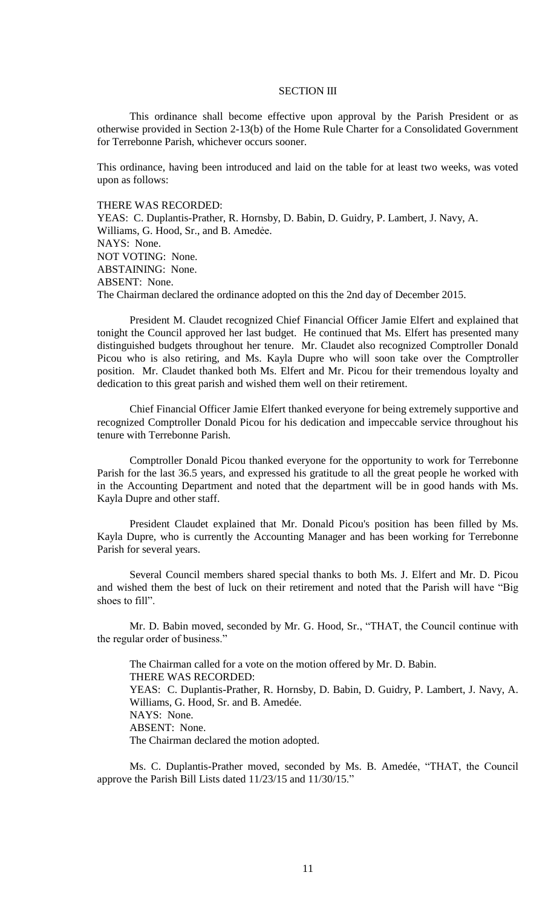SECTION III

This ordinance shall become effective upon approval by the Parish President or as otherwise provided in Section 2-13(b) of the Home Rule Charter for a Consolidated Government for Terrebonne Parish, whichever occurs sooner.

This ordinance, having been introduced and laid on the table for at least two weeks, was voted upon as follows:

THERE WAS RECORDED:
YEAS: C. Duplantis-Prather, R. Hornsby, D. Babin, D. Guidry, P. Lambert, J. Navy, A. Williams, G. Hood, Sr., and B. Amedée.
NAYS: None.
NOT VOTING: None.
ABSTAINING: None.
ABSENT: None.
The Chairman declared the ordinance adopted on this the 2nd day of December 2015.

President M. Claudet recognized Chief Financial Officer Jamie Elfert and explained that tonight the Council approved her last budget. He continued that Ms. Elfert has presented many distinguished budgets throughout her tenure. Mr. Claudet also recognized Comptroller Donald Picou who is also retiring, and Ms. Kayla Dupre who will soon take over the Comptroller position. Mr. Claudet thanked both Ms. Elfert and Mr. Picou for their tremendous loyalty and dedication to this great parish and wished them well on their retirement.

Chief Financial Officer Jamie Elfert thanked everyone for being extremely supportive and recognized Comptroller Donald Picou for his dedication and impeccable service throughout his tenure with Terrebonne Parish.

Comptroller Donald Picou thanked everyone for the opportunity to work for Terrebonne Parish for the last 36.5 years, and expressed his gratitude to all the great people he worked with in the Accounting Department and noted that the department will be in good hands with Ms. Kayla Dupre and other staff.

President Claudet explained that Mr. Donald Picou's position has been filled by Ms. Kayla Dupre, who is currently the Accounting Manager and has been working for Terrebonne Parish for several years.

Several Council members shared special thanks to both Ms. J. Elfert and Mr. D. Picou and wished them the best of luck on their retirement and noted that the Parish will have "Big shoes to fill".

Mr. D. Babin moved, seconded by Mr. G. Hood, Sr., "THAT, the Council continue with the regular order of business."

The Chairman called for a vote on the motion offered by Mr. D. Babin.
THERE WAS RECORDED:
YEAS: C. Duplantis-Prather, R. Hornsby, D. Babin, D. Guidry, P. Lambert, J. Navy, A. Williams, G. Hood, Sr. and B. Amedée.
NAYS: None.
ABSENT: None.
The Chairman declared the motion adopted.

Ms. C. Duplantis-Prather moved, seconded by Ms. B. Amedée, "THAT, the Council approve the Parish Bill Lists dated 11/23/15 and 11/30/15."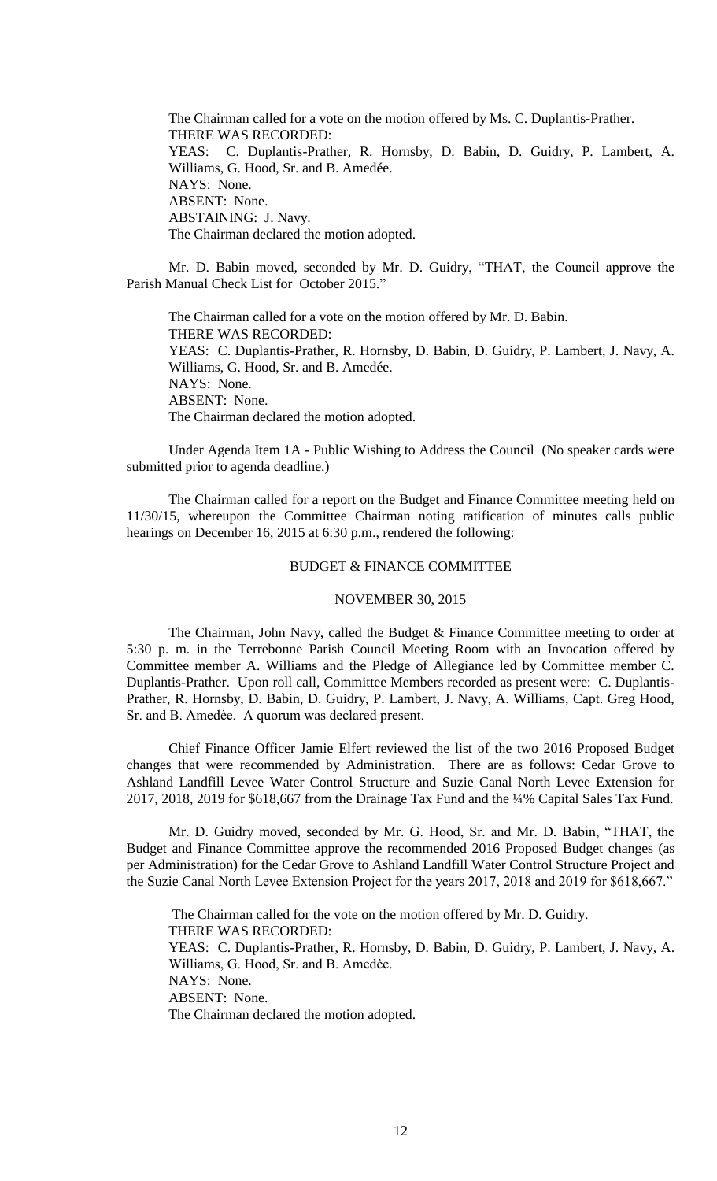The Chairman called for a vote on the motion offered by Ms. C. Duplantis-Prather.
THERE WAS RECORDED:
YEAS: C. Duplantis-Prather, R. Hornsby, D. Babin, D. Guidry, P. Lambert, A. Williams, G. Hood, Sr. and B. Amedée.
NAYS: None.
ABSENT: None.
ABSTAINING: J. Navy.
The Chairman declared the motion adopted.

Mr. D. Babin moved, seconded by Mr. D. Guidry, "THAT, the Council approve the Parish Manual Check List for October 2015."

The Chairman called for a vote on the motion offered by Mr. D. Babin.
THERE WAS RECORDED:
YEAS: C. Duplantis-Prather, R. Hornsby, D. Babin, D. Guidry, P. Lambert, J. Navy, A. Williams, G. Hood, Sr. and B. Amedée.
NAYS: None.
ABSENT: None.
The Chairman declared the motion adopted.

Under Agenda Item 1A - Public Wishing to Address the Council (No speaker cards were submitted prior to agenda deadline.)

The Chairman called for a report on the Budget and Finance Committee meeting held on 11/30/15, whereupon the Committee Chairman noting ratification of minutes calls public hearings on December 16, 2015 at 6:30 p.m., rendered the following:

BUDGET & FINANCE COMMITTEE

NOVEMBER 30, 2015

The Chairman, John Navy, called the Budget & Finance Committee meeting to order at 5:30 p. m. in the Terrebonne Parish Council Meeting Room with an Invocation offered by Committee member A. Williams and the Pledge of Allegiance led by Committee member C. Duplantis-Prather. Upon roll call, Committee Members recorded as present were: C. Duplantis-Prather, R. Hornsby, D. Babin, D. Guidry, P. Lambert, J. Navy, A. Williams, Capt. Greg Hood, Sr. and B. Amedèe. A quorum was declared present.

Chief Finance Officer Jamie Elfert reviewed the list of the two 2016 Proposed Budget changes that were recommended by Administration. There are as follows: Cedar Grove to Ashland Landfill Levee Water Control Structure and Suzie Canal North Levee Extension for 2017, 2018, 2019 for $618,667 from the Drainage Tax Fund and the ¼% Capital Sales Tax Fund.

Mr. D. Guidry moved, seconded by Mr. G. Hood, Sr. and Mr. D. Babin, "THAT, the Budget and Finance Committee approve the recommended 2016 Proposed Budget changes (as per Administration) for the Cedar Grove to Ashland Landfill Water Control Structure Project and the Suzie Canal North Levee Extension Project for the years 2017, 2018 and 2019 for $618,667."

The Chairman called for the vote on the motion offered by Mr. D. Guidry.
THERE WAS RECORDED:
YEAS: C. Duplantis-Prather, R. Hornsby, D. Babin, D. Guidry, P. Lambert, J. Navy, A. Williams, G. Hood, Sr. and B. Amedèe.
NAYS: None.
ABSENT: None.
The Chairman declared the motion adopted.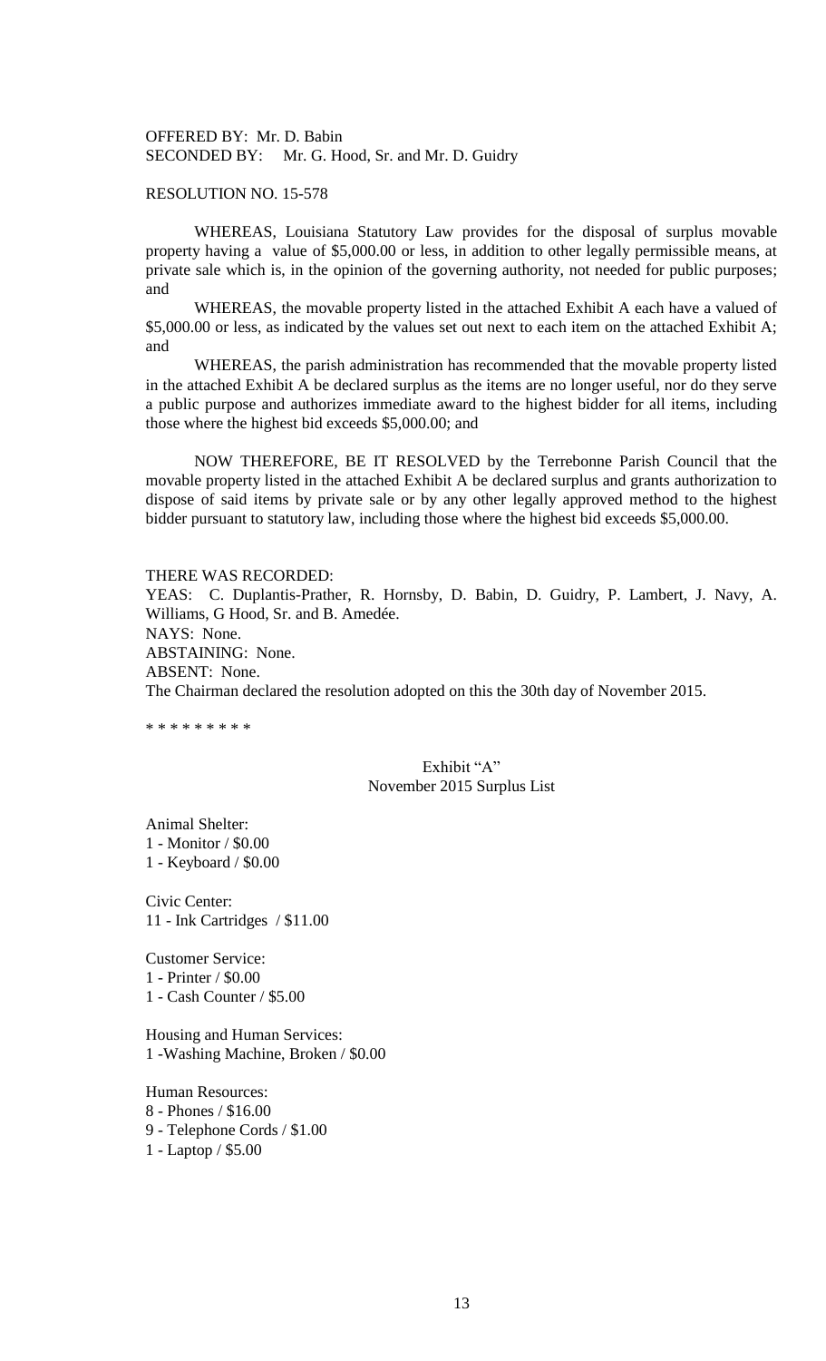OFFERED BY: Mr. D. Babin
SECONDED BY: Mr. G. Hood, Sr. and Mr. D. Guidry

RESOLUTION NO. 15-578

WHEREAS, Louisiana Statutory Law provides for the disposal of surplus movable property having a value of $5,000.00 or less, in addition to other legally permissible means, at private sale which is, in the opinion of the governing authority, not needed for public purposes; and

WHEREAS, the movable property listed in the attached Exhibit A each have a valued of $5,000.00 or less, as indicated by the values set out next to each item on the attached Exhibit A; and

WHEREAS, the parish administration has recommended that the movable property listed in the attached Exhibit A be declared surplus as the items are no longer useful, nor do they serve a public purpose and authorizes immediate award to the highest bidder for all items, including those where the highest bid exceeds $5,000.00; and

NOW THEREFORE, BE IT RESOLVED by the Terrebonne Parish Council that the movable property listed in the attached Exhibit A be declared surplus and grants authorization to dispose of said items by private sale or by any other legally approved method to the highest bidder pursuant to statutory law, including those where the highest bid exceeds $5,000.00.

THERE WAS RECORDED:
YEAS: C. Duplantis-Prather, R. Hornsby, D. Babin, D. Guidry, P. Lambert, J. Navy, A. Williams, G Hood, Sr. and B. Amedée.
NAYS: None.
ABSTAINING: None.
ABSENT: None.
The Chairman declared the resolution adopted on this the 30th day of November 2015.

\* \* \* \* \* \* \* \* \*

Exhibit "A"
November 2015 Surplus List

Animal Shelter:
1 - Monitor / $0.00
1 - Keyboard / $0.00

Civic Center:
11 - Ink Cartridges / $11.00

Customer Service:
1 - Printer / $0.00
1 - Cash Counter / $5.00

Housing and Human Services:
1 -Washing Machine, Broken / $0.00

Human Resources:
8 - Phones / $16.00
9 - Telephone Cords / $1.00
1 - Laptop / $5.00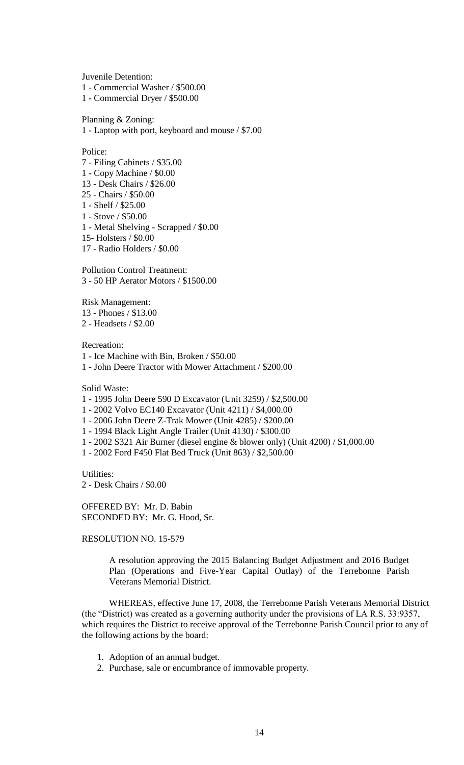Juvenile Detention:
1 - Commercial Washer / $500.00
1 - Commercial Dryer / $500.00

Planning & Zoning:
1 - Laptop with port, keyboard and mouse / $7.00

Police:
7 - Filing Cabinets / $35.00
1 - Copy Machine / $0.00
13 - Desk Chairs / $26.00
25 - Chairs / $50.00
1 - Shelf / $25.00
1 - Stove / $50.00
1 - Metal Shelving - Scrapped / $0.00
15- Holsters / $0.00
17 - Radio Holders / $0.00

Pollution Control Treatment:
3 - 50 HP Aerator Motors / $1500.00

Risk Management:
13 - Phones / $13.00
2 - Headsets / $2.00

Recreation:
1 - Ice Machine with Bin, Broken / $50.00
1 - John Deere Tractor with Mower Attachment / $200.00

Solid Waste:
1 - 1995 John Deere 590 D Excavator (Unit 3259) / $2,500.00
1 - 2002 Volvo EC140 Excavator (Unit 4211) / $4,000.00
1 - 2006 John Deere Z-Trak Mower (Unit 4285) / $200.00
1 - 1994 Black Light Angle Trailer (Unit 4130) / $300.00
1 - 2002 S321 Air Burner (diesel engine & blower only) (Unit 4200) / $1,000.00
1 - 2002 Ford F450 Flat Bed Truck (Unit 863) / $2,500.00

Utilities:
2 - Desk Chairs / $0.00

OFFERED BY: Mr. D. Babin
SECONDED BY: Mr. G. Hood, Sr.

RESOLUTION NO. 15-579

A resolution approving the 2015 Balancing Budget Adjustment and 2016 Budget Plan (Operations and Five-Year Capital Outlay) of the Terrebonne Parish Veterans Memorial District.

WHEREAS, effective June 17, 2008, the Terrebonne Parish Veterans Memorial District (the "District) was created as a governing authority under the provisions of LA R.S. 33:9357, which requires the District to receive approval of the Terrebonne Parish Council prior to any of the following actions by the board:

1. Adoption of an annual budget.
2. Purchase, sale or encumbrance of immovable property.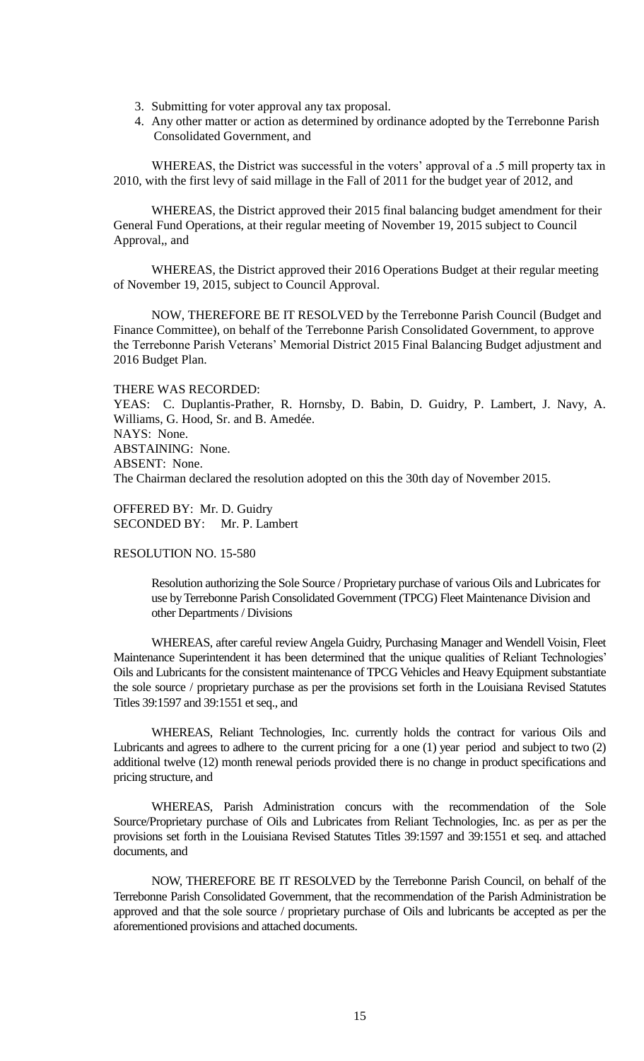3. Submitting for voter approval any tax proposal.
4. Any other matter or action as determined by ordinance adopted by the Terrebonne Parish Consolidated Government, and

WHEREAS, the District was successful in the voters' approval of a .5 mill property tax in 2010, with the first levy of said millage in the Fall of 2011 for the budget year of 2012, and

WHEREAS, the District approved their 2015 final balancing budget amendment for their General Fund Operations, at their regular meeting of November 19, 2015 subject to Council Approval,, and

WHEREAS, the District approved their 2016 Operations Budget at their regular meeting of November 19, 2015, subject to Council Approval.

NOW, THEREFORE BE IT RESOLVED by the Terrebonne Parish Council (Budget and Finance Committee), on behalf of the Terrebonne Parish Consolidated Government, to approve the Terrebonne Parish Veterans' Memorial District 2015 Final Balancing Budget adjustment and 2016 Budget Plan.

THERE WAS RECORDED:
YEAS: C. Duplantis-Prather, R. Hornsby, D. Babin, D. Guidry, P. Lambert, J. Navy, A. Williams, G. Hood, Sr. and B. Amedée.
NAYS: None.
ABSTAINING: None.
ABSENT: None.
The Chairman declared the resolution adopted on this the 30th day of November 2015.

OFFERED BY: Mr. D. Guidry
SECONDED BY: Mr. P. Lambert

RESOLUTION NO. 15-580

Resolution authorizing the Sole Source / Proprietary purchase of various Oils and Lubricates for use by Terrebonne Parish Consolidated Government (TPCG) Fleet Maintenance Division and other Departments / Divisions

WHEREAS, after careful review Angela Guidry, Purchasing Manager and Wendell Voisin, Fleet Maintenance Superintendent it has been determined that the unique qualities of Reliant Technologies' Oils and Lubricants for the consistent maintenance of TPCG Vehicles and Heavy Equipment substantiate the sole source / proprietary purchase as per the provisions set forth in the Louisiana Revised Statutes Titles 39:1597 and 39:1551 et seq., and

WHEREAS, Reliant Technologies, Inc. currently holds the contract for various Oils and Lubricants and agrees to adhere to the current pricing for a one (1) year period and subject to two (2) additional twelve (12) month renewal periods provided there is no change in product specifications and pricing structure, and

WHEREAS, Parish Administration concurs with the recommendation of the Sole Source/Proprietary purchase of Oils and Lubricates from Reliant Technologies, Inc. as per as per the provisions set forth in the Louisiana Revised Statutes Titles 39:1597 and 39:1551 et seq. and attached documents, and

NOW, THEREFORE BE IT RESOLVED by the Terrebonne Parish Council, on behalf of the Terrebonne Parish Consolidated Government, that the recommendation of the Parish Administration be approved and that the sole source / proprietary purchase of Oils and lubricants be accepted as per the aforementioned provisions and attached documents.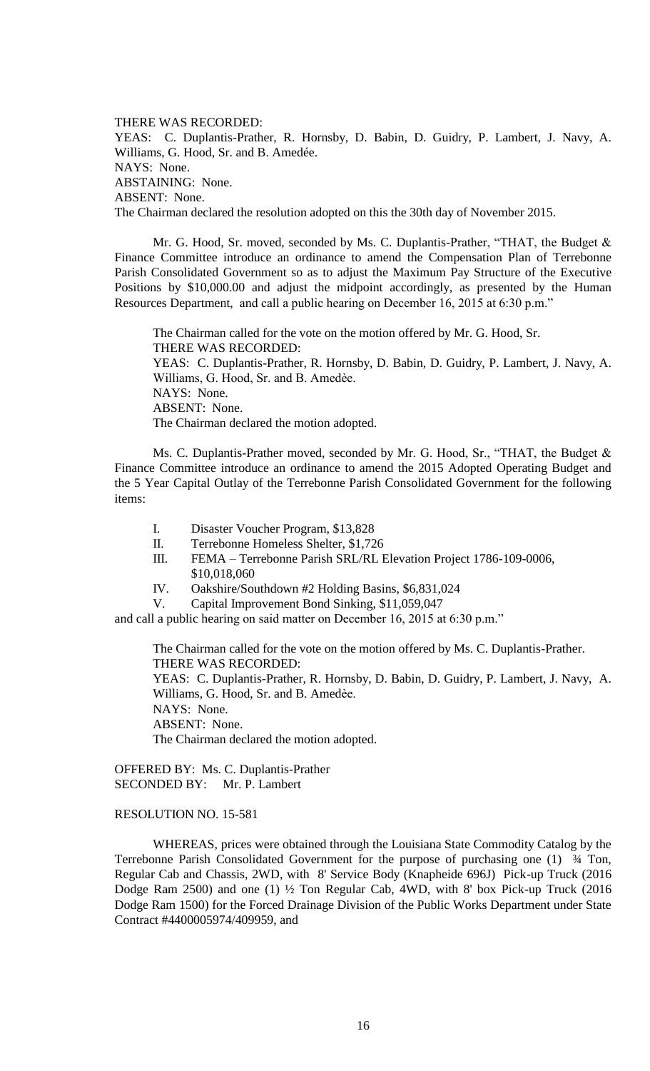THERE WAS RECORDED:
YEAS: C. Duplantis-Prather, R. Hornsby, D. Babin, D. Guidry, P. Lambert, J. Navy, A. Williams, G. Hood, Sr. and B. Amedée.
NAYS: None.
ABSTAINING: None.
ABSENT: None.
The Chairman declared the resolution adopted on this the 30th day of November 2015.

Mr. G. Hood, Sr. moved, seconded by Ms. C. Duplantis-Prather, "THAT, the Budget & Finance Committee introduce an ordinance to amend the Compensation Plan of Terrebonne Parish Consolidated Government so as to adjust the Maximum Pay Structure of the Executive Positions by $10,000.00 and adjust the midpoint accordingly, as presented by the Human Resources Department, and call a public hearing on December 16, 2015 at 6:30 p.m."

The Chairman called for the vote on the motion offered by Mr. G. Hood, Sr.
THERE WAS RECORDED:
YEAS: C. Duplantis-Prather, R. Hornsby, D. Babin, D. Guidry, P. Lambert, J. Navy, A. Williams, G. Hood, Sr. and B. Amedèe.
NAYS: None.
ABSENT: None.
The Chairman declared the motion adopted.

Ms. C. Duplantis-Prather moved, seconded by Mr. G. Hood, Sr., "THAT, the Budget & Finance Committee introduce an ordinance to amend the 2015 Adopted Operating Budget and the 5 Year Capital Outlay of the Terrebonne Parish Consolidated Government for the following items:

I. Disaster Voucher Program, $13,828
II. Terrebonne Homeless Shelter, $1,726
III. FEMA – Terrebonne Parish SRL/RL Elevation Project 1786-109-0006, $10,018,060
IV. Oakshire/Southdown #2 Holding Basins, $6,831,024
V. Capital Improvement Bond Sinking, $11,059,047

and call a public hearing on said matter on December 16, 2015 at 6:30 p.m."

The Chairman called for the vote on the motion offered by Ms. C. Duplantis-Prather.
THERE WAS RECORDED:
YEAS: C. Duplantis-Prather, R. Hornsby, D. Babin, D. Guidry, P. Lambert, J. Navy, A. Williams, G. Hood, Sr. and B. Amedèe.
NAYS: None.
ABSENT: None.
The Chairman declared the motion adopted.

OFFERED BY: Ms. C. Duplantis-Prather
SECONDED BY: Mr. P. Lambert

RESOLUTION NO. 15-581

WHEREAS, prices were obtained through the Louisiana State Commodity Catalog by the Terrebonne Parish Consolidated Government for the purpose of purchasing one (1) ¾ Ton, Regular Cab and Chassis, 2WD, with 8' Service Body (Knapheide 696J) Pick-up Truck (2016 Dodge Ram 2500) and one (1) ½ Ton Regular Cab, 4WD, with 8' box Pick-up Truck (2016 Dodge Ram 1500) for the Forced Drainage Division of the Public Works Department under State Contract #4400005974/409959, and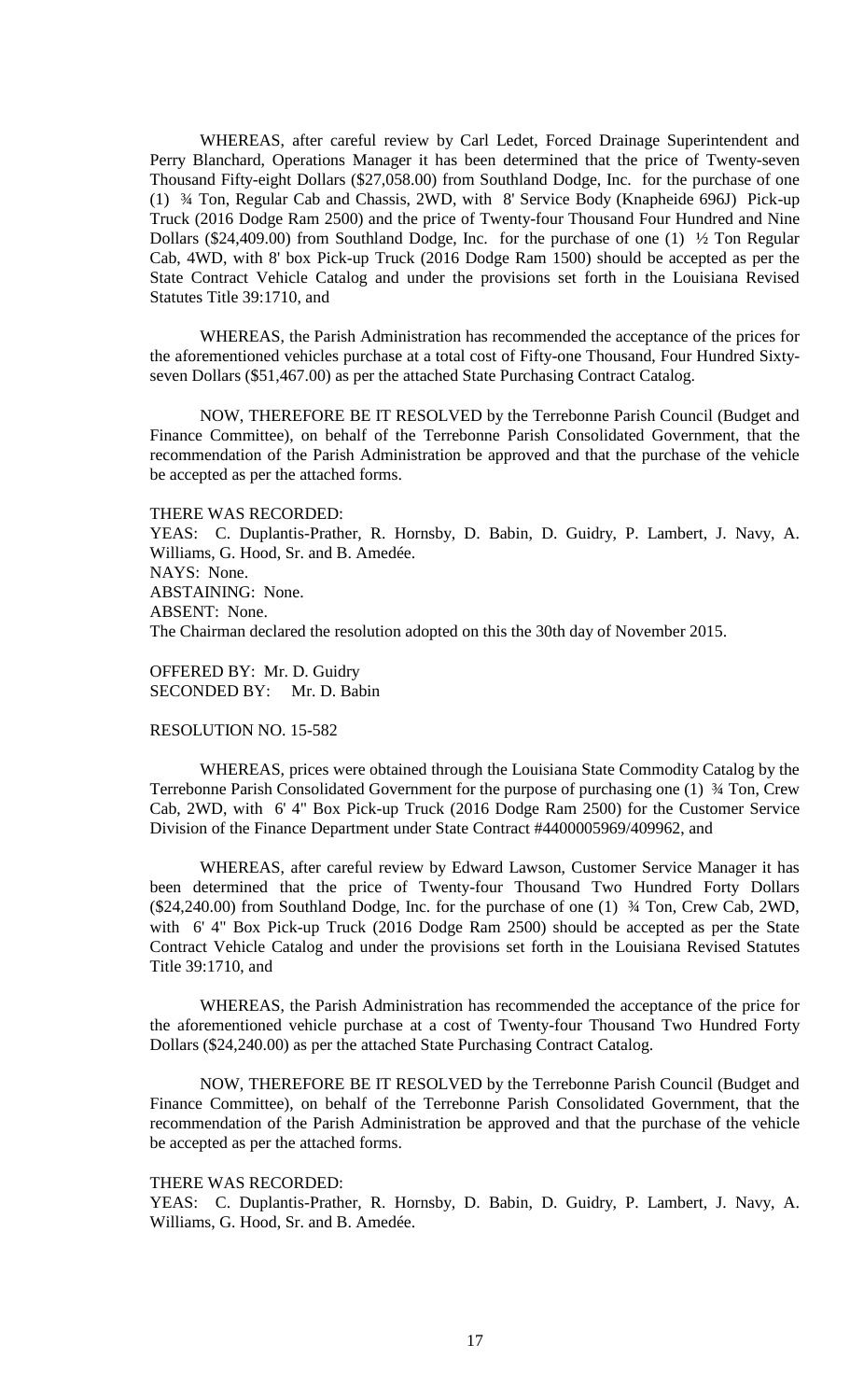WHEREAS, after careful review by Carl Ledet, Forced Drainage Superintendent and Perry Blanchard, Operations Manager it has been determined that the price of Twenty-seven Thousand Fifty-eight Dollars ($27,058.00) from Southland Dodge, Inc. for the purchase of one (1) ¾ Ton, Regular Cab and Chassis, 2WD, with 8' Service Body (Knapheide 696J) Pick-up Truck (2016 Dodge Ram 2500) and the price of Twenty-four Thousand Four Hundred and Nine Dollars ($24,409.00) from Southland Dodge, Inc. for the purchase of one (1) ½ Ton Regular Cab, 4WD, with 8' box Pick-up Truck (2016 Dodge Ram 1500) should be accepted as per the State Contract Vehicle Catalog and under the provisions set forth in the Louisiana Revised Statutes Title 39:1710, and

WHEREAS, the Parish Administration has recommended the acceptance of the prices for the aforementioned vehicles purchase at a total cost of Fifty-one Thousand, Four Hundred Sixty-seven Dollars ($51,467.00) as per the attached State Purchasing Contract Catalog.

NOW, THEREFORE BE IT RESOLVED by the Terrebonne Parish Council (Budget and Finance Committee), on behalf of the Terrebonne Parish Consolidated Government, that the recommendation of the Parish Administration be approved and that the purchase of the vehicle be accepted as per the attached forms.

THERE WAS RECORDED:
YEAS: C. Duplantis-Prather, R. Hornsby, D. Babin, D. Guidry, P. Lambert, J. Navy, A. Williams, G. Hood, Sr. and B. Amedée.
NAYS: None.
ABSTAINING: None.
ABSENT: None.
The Chairman declared the resolution adopted on this the 30th day of November 2015.

OFFERED BY: Mr. D. Guidry
SECONDED BY: Mr. D. Babin

RESOLUTION NO. 15-582

WHEREAS, prices were obtained through the Louisiana State Commodity Catalog by the Terrebonne Parish Consolidated Government for the purpose of purchasing one (1) ¾ Ton, Crew Cab, 2WD, with 6' 4" Box Pick-up Truck (2016 Dodge Ram 2500) for the Customer Service Division of the Finance Department under State Contract #4400005969/409962, and

WHEREAS, after careful review by Edward Lawson, Customer Service Manager it has been determined that the price of Twenty-four Thousand Two Hundred Forty Dollars ($24,240.00) from Southland Dodge, Inc. for the purchase of one (1) ¾ Ton, Crew Cab, 2WD, with 6' 4" Box Pick-up Truck (2016 Dodge Ram 2500) should be accepted as per the State Contract Vehicle Catalog and under the provisions set forth in the Louisiana Revised Statutes Title 39:1710, and

WHEREAS, the Parish Administration has recommended the acceptance of the price for the aforementioned vehicle purchase at a cost of Twenty-four Thousand Two Hundred Forty Dollars ($24,240.00) as per the attached State Purchasing Contract Catalog.

NOW, THEREFORE BE IT RESOLVED by the Terrebonne Parish Council (Budget and Finance Committee), on behalf of the Terrebonne Parish Consolidated Government, that the recommendation of the Parish Administration be approved and that the purchase of the vehicle be accepted as per the attached forms.

THERE WAS RECORDED:
YEAS: C. Duplantis-Prather, R. Hornsby, D. Babin, D. Guidry, P. Lambert, J. Navy, A. Williams, G. Hood, Sr. and B. Amedée.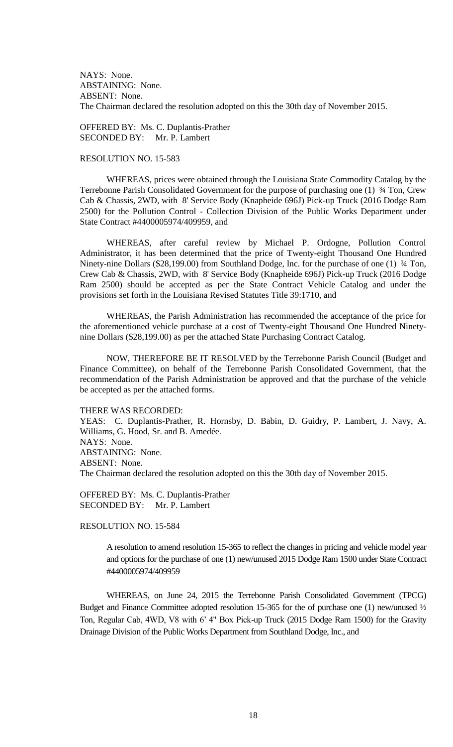NAYS: None.
ABSTAINING: None.
ABSENT: None.
The Chairman declared the resolution adopted on this the 30th day of November 2015.

OFFERED BY: Ms. C. Duplantis-Prather
SECONDED BY: Mr. P. Lambert

RESOLUTION NO. 15-583

WHEREAS, prices were obtained through the Louisiana State Commodity Catalog by the Terrebonne Parish Consolidated Government for the purpose of purchasing one (1) ¾ Ton, Crew Cab & Chassis, 2WD, with 8' Service Body (Knapheide 696J) Pick-up Truck (2016 Dodge Ram 2500) for the Pollution Control - Collection Division of the Public Works Department under State Contract #4400005974/409959, and

WHEREAS, after careful review by Michael P. Ordogne, Pollution Control Administrator, it has been determined that the price of Twenty-eight Thousand One Hundred Ninety-nine Dollars ($28,199.00) from Southland Dodge, Inc. for the purchase of one (1) ¾ Ton, Crew Cab & Chassis, 2WD, with 8' Service Body (Knapheide 696J) Pick-up Truck (2016 Dodge Ram 2500) should be accepted as per the State Contract Vehicle Catalog and under the provisions set forth in the Louisiana Revised Statutes Title 39:1710, and

WHEREAS, the Parish Administration has recommended the acceptance of the price for the aforementioned vehicle purchase at a cost of Twenty-eight Thousand One Hundred Ninety-nine Dollars ($28,199.00) as per the attached State Purchasing Contract Catalog.

NOW, THEREFORE BE IT RESOLVED by the Terrebonne Parish Council (Budget and Finance Committee), on behalf of the Terrebonne Parish Consolidated Government, that the recommendation of the Parish Administration be approved and that the purchase of the vehicle be accepted as per the attached forms.

THERE WAS RECORDED:
YEAS: C. Duplantis-Prather, R. Hornsby, D. Babin, D. Guidry, P. Lambert, J. Navy, A. Williams, G. Hood, Sr. and B. Amedée.
NAYS: None.
ABSTAINING: None.
ABSENT: None.
The Chairman declared the resolution adopted on this the 30th day of November 2015.

OFFERED BY: Ms. C. Duplantis-Prather
SECONDED BY: Mr. P. Lambert

RESOLUTION NO. 15-584

A resolution to amend resolution 15-365 to reflect the changes in pricing and vehicle model year and options for the purchase of one (1) new/unused 2015 Dodge Ram 1500 under State Contract #4400005974/409959

WHEREAS, on June 24, 2015 the Terrebonne Parish Consolidated Government (TPCG) Budget and Finance Committee adopted resolution 15-365 for the of purchase one (1) new/unused ½ Ton, Regular Cab, 4WD, V8 with 6' 4" Box Pick-up Truck (2015 Dodge Ram 1500) for the Gravity Drainage Division of the Public Works Department from Southland Dodge, Inc., and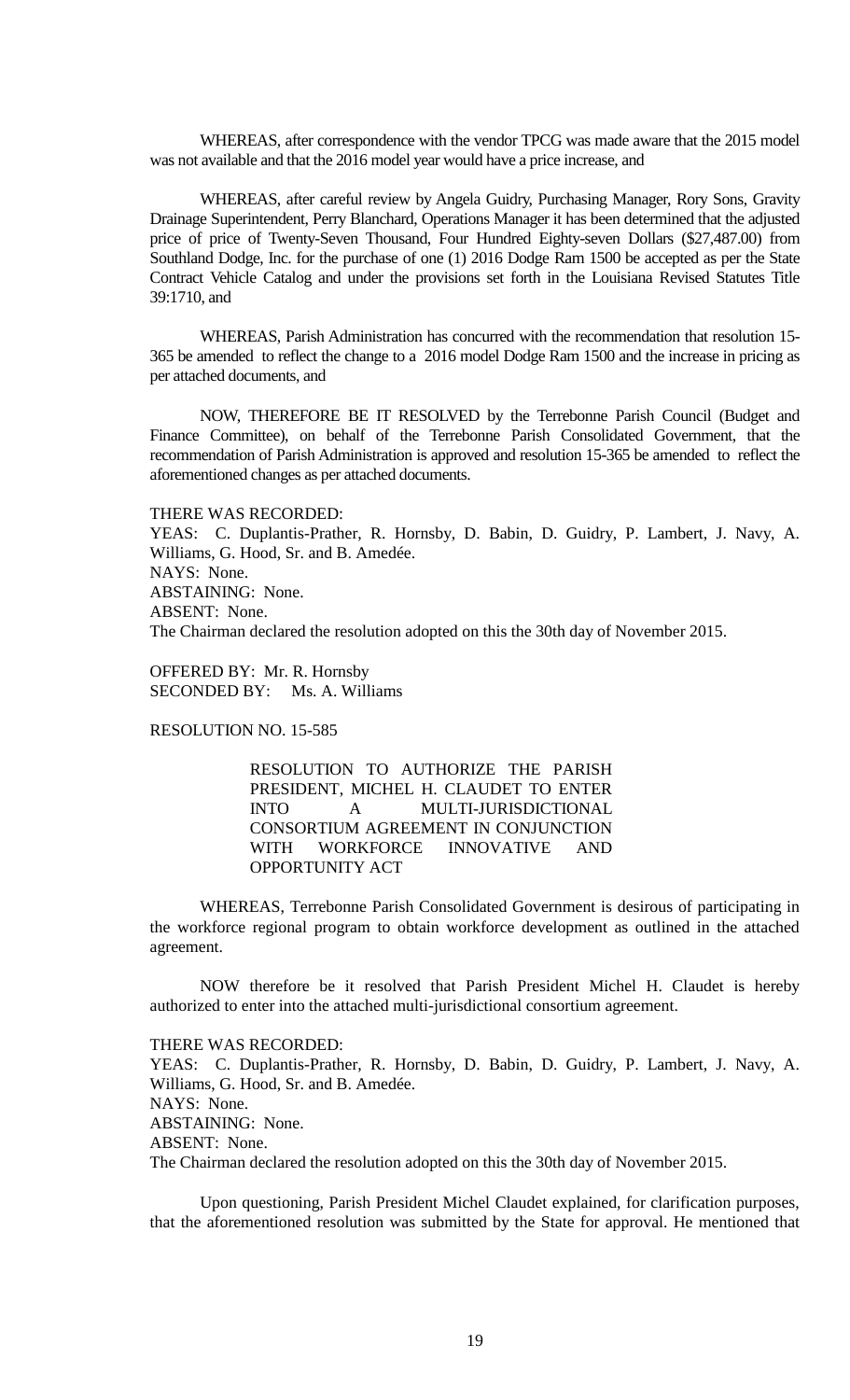WHEREAS, after correspondence with the vendor TPCG was made aware that the 2015 model was not available and that the 2016 model year would have a price increase, and

WHEREAS, after careful review by Angela Guidry, Purchasing Manager, Rory Sons, Gravity Drainage Superintendent, Perry Blanchard, Operations Manager it has been determined that the adjusted price of price of Twenty-Seven Thousand, Four Hundred Eighty-seven Dollars ($27,487.00) from Southland Dodge, Inc. for the purchase of one (1) 2016 Dodge Ram 1500 be accepted as per the State Contract Vehicle Catalog and under the provisions set forth in the Louisiana Revised Statutes Title 39:1710, and

WHEREAS, Parish Administration has concurred with the recommendation that resolution 15-365 be amended to reflect the change to a 2016 model Dodge Ram 1500 and the increase in pricing as per attached documents, and

NOW, THEREFORE BE IT RESOLVED by the Terrebonne Parish Council (Budget and Finance Committee), on behalf of the Terrebonne Parish Consolidated Government, that the recommendation of Parish Administration is approved and resolution 15-365 be amended to reflect the aforementioned changes as per attached documents.

THERE WAS RECORDED:
YEAS: C. Duplantis-Prather, R. Hornsby, D. Babin, D. Guidry, P. Lambert, J. Navy, A. Williams, G. Hood, Sr. and B. Amedée.
NAYS: None.
ABSTAINING: None.
ABSENT: None.
The Chairman declared the resolution adopted on this the 30th day of November 2015.

OFFERED BY: Mr. R. Hornsby
SECONDED BY: Ms. A. Williams

RESOLUTION NO. 15-585

RESOLUTION TO AUTHORIZE THE PARISH PRESIDENT, MICHEL H. CLAUDET TO ENTER INTO A MULTI-JURISDICTIONAL CONSORTIUM AGREEMENT IN CONJUNCTION WITH WORKFORCE INNOVATIVE AND OPPORTUNITY ACT

WHEREAS, Terrebonne Parish Consolidated Government is desirous of participating in the workforce regional program to obtain workforce development as outlined in the attached agreement.

NOW therefore be it resolved that Parish President Michel H. Claudet is hereby authorized to enter into the attached multi-jurisdictional consortium agreement.

THERE WAS RECORDED:
YEAS: C. Duplantis-Prather, R. Hornsby, D. Babin, D. Guidry, P. Lambert, J. Navy, A. Williams, G. Hood, Sr. and B. Amedée.
NAYS: None.
ABSTAINING: None.
ABSENT: None.
The Chairman declared the resolution adopted on this the 30th day of November 2015.

Upon questioning, Parish President Michel Claudet explained, for clarification purposes, that the aforementioned resolution was submitted by the State for approval. He mentioned that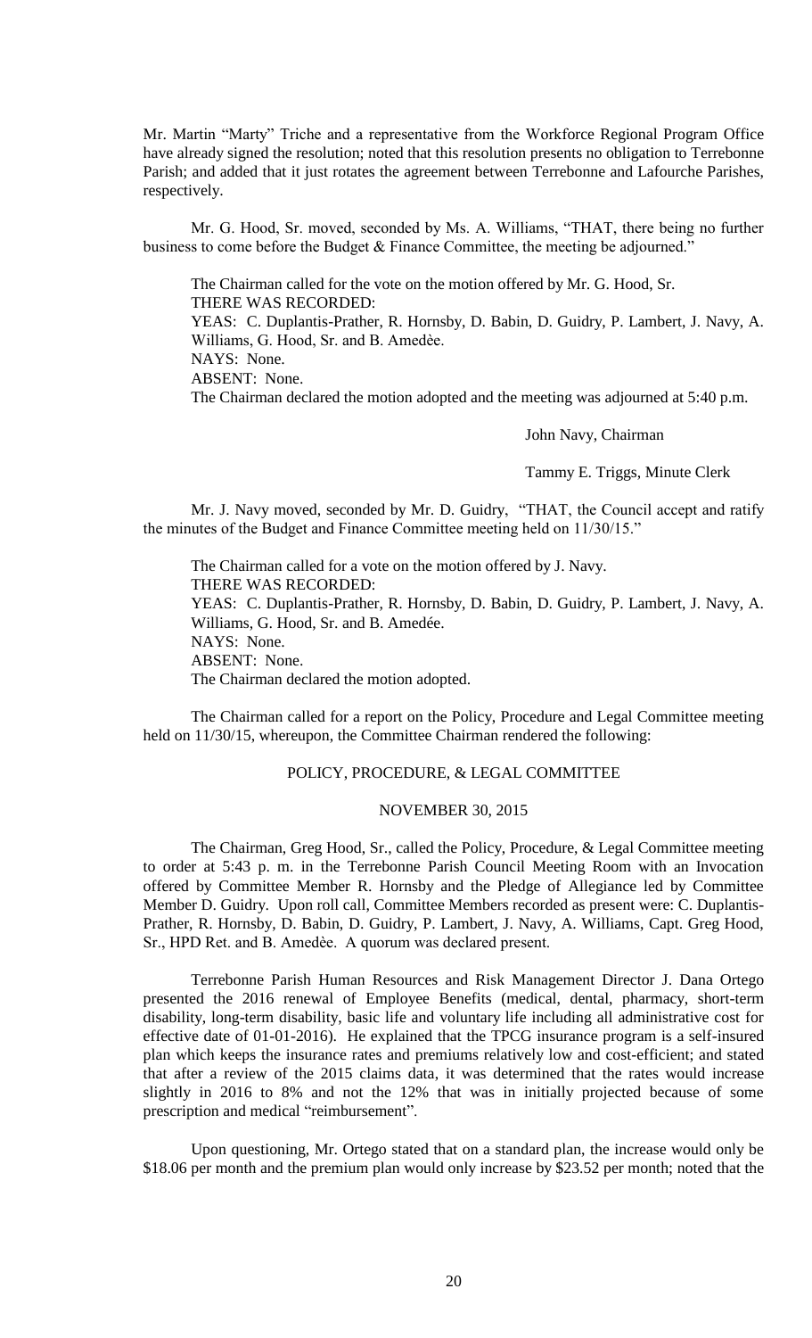Mr. Martin "Marty" Triche and a representative from the Workforce Regional Program Office have already signed the resolution; noted that this resolution presents no obligation to Terrebonne Parish; and added that it just rotates the agreement between Terrebonne and Lafourche Parishes, respectively.

Mr. G. Hood, Sr. moved, seconded by Ms. A. Williams, "THAT, there being no further business to come before the Budget & Finance Committee, the meeting be adjourned."

The Chairman called for the vote on the motion offered by Mr. G. Hood, Sr.
THERE WAS RECORDED:
YEAS: C. Duplantis-Prather, R. Hornsby, D. Babin, D. Guidry, P. Lambert, J. Navy, A. Williams, G. Hood, Sr. and B. Amedèe.
NAYS: None.
ABSENT: None.
The Chairman declared the motion adopted and the meeting was adjourned at 5:40 p.m.

John Navy, Chairman

Tammy E. Triggs, Minute Clerk

Mr. J. Navy moved, seconded by Mr. D. Guidry, "THAT, the Council accept and ratify the minutes of the Budget and Finance Committee meeting held on 11/30/15."

The Chairman called for a vote on the motion offered by J. Navy.
THERE WAS RECORDED:
YEAS: C. Duplantis-Prather, R. Hornsby, D. Babin, D. Guidry, P. Lambert, J. Navy, A. Williams, G. Hood, Sr. and B. Amedée.
NAYS: None.
ABSENT: None.
The Chairman declared the motion adopted.

The Chairman called for a report on the Policy, Procedure and Legal Committee meeting held on 11/30/15, whereupon, the Committee Chairman rendered the following:

POLICY, PROCEDURE, & LEGAL COMMITTEE

NOVEMBER 30, 2015

The Chairman, Greg Hood, Sr., called the Policy, Procedure, & Legal Committee meeting to order at 5:43 p. m. in the Terrebonne Parish Council Meeting Room with an Invocation offered by Committee Member R. Hornsby and the Pledge of Allegiance led by Committee Member D. Guidry. Upon roll call, Committee Members recorded as present were: C. Duplantis-Prather, R. Hornsby, D. Babin, D. Guidry, P. Lambert, J. Navy, A. Williams, Capt. Greg Hood, Sr., HPD Ret. and B. Amedèe. A quorum was declared present.

Terrebonne Parish Human Resources and Risk Management Director J. Dana Ortego presented the 2016 renewal of Employee Benefits (medical, dental, pharmacy, short-term disability, long-term disability, basic life and voluntary life including all administrative cost for effective date of 01-01-2016). He explained that the TPCG insurance program is a self-insured plan which keeps the insurance rates and premiums relatively low and cost-efficient; and stated that after a review of the 2015 claims data, it was determined that the rates would increase slightly in 2016 to 8% and not the 12% that was in initially projected because of some prescription and medical "reimbursement".

Upon questioning, Mr. Ortego stated that on a standard plan, the increase would only be \$18.06 per month and the premium plan would only increase by \$23.52 per month; noted that the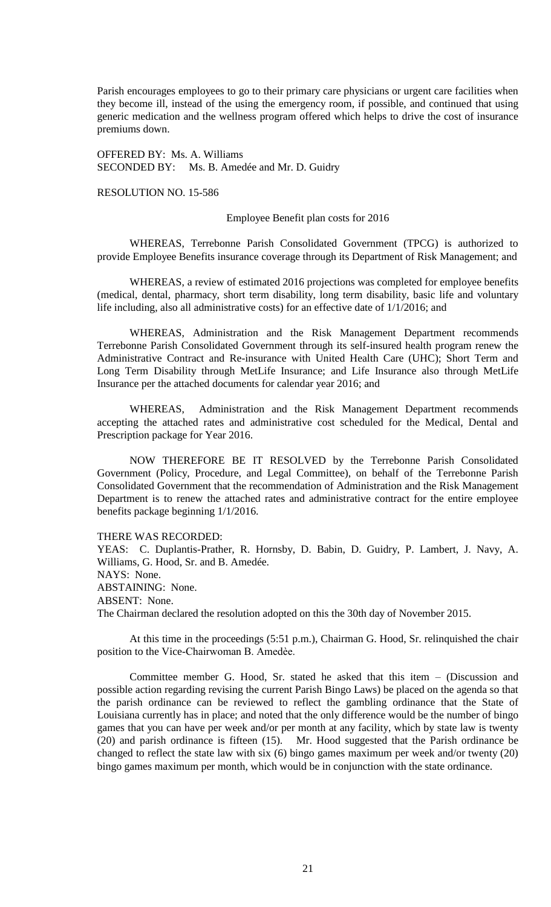Parish encourages employees to go to their primary care physicians or urgent care facilities when they become ill, instead of the using the emergency room, if possible, and continued that using generic medication and the wellness program offered which helps to drive the cost of insurance premiums down.

OFFERED BY: Ms. A. Williams
SECONDED BY: Ms. B. Amedée and Mr. D. Guidry

RESOLUTION NO. 15-586

Employee Benefit plan costs for 2016

WHEREAS, Terrebonne Parish Consolidated Government (TPCG) is authorized to provide Employee Benefits insurance coverage through its Department of Risk Management; and

WHEREAS, a review of estimated 2016 projections was completed for employee benefits (medical, dental, pharmacy, short term disability, long term disability, basic life and voluntary life including, also all administrative costs) for an effective date of 1/1/2016; and

WHEREAS, Administration and the Risk Management Department recommends Terrebonne Parish Consolidated Government through its self-insured health program renew the Administrative Contract and Re-insurance with United Health Care (UHC); Short Term and Long Term Disability through MetLife Insurance; and Life Insurance also through MetLife Insurance per the attached documents for calendar year 2016; and

WHEREAS, Administration and the Risk Management Department recommends accepting the attached rates and administrative cost scheduled for the Medical, Dental and Prescription package for Year 2016.

NOW THEREFORE BE IT RESOLVED by the Terrebonne Parish Consolidated Government (Policy, Procedure, and Legal Committee), on behalf of the Terrebonne Parish Consolidated Government that the recommendation of Administration and the Risk Management Department is to renew the attached rates and administrative contract for the entire employee benefits package beginning 1/1/2016.

THERE WAS RECORDED:
YEAS: C. Duplantis-Prather, R. Hornsby, D. Babin, D. Guidry, P. Lambert, J. Navy, A. Williams, G. Hood, Sr. and B. Amedée.
NAYS: None.
ABSTAINING: None.
ABSENT: None.
The Chairman declared the resolution adopted on this the 30th day of November 2015.

At this time in the proceedings (5:51 p.m.), Chairman G. Hood, Sr. relinquished the chair position to the Vice-Chairwoman B. Amedèe.

Committee member G. Hood, Sr. stated he asked that this item – (Discussion and possible action regarding revising the current Parish Bingo Laws) be placed on the agenda so that the parish ordinance can be reviewed to reflect the gambling ordinance that the State of Louisiana currently has in place; and noted that the only difference would be the number of bingo games that you can have per week and/or per month at any facility, which by state law is twenty (20) and parish ordinance is fifteen (15). Mr. Hood suggested that the Parish ordinance be changed to reflect the state law with six (6) bingo games maximum per week and/or twenty (20) bingo games maximum per month, which would be in conjunction with the state ordinance.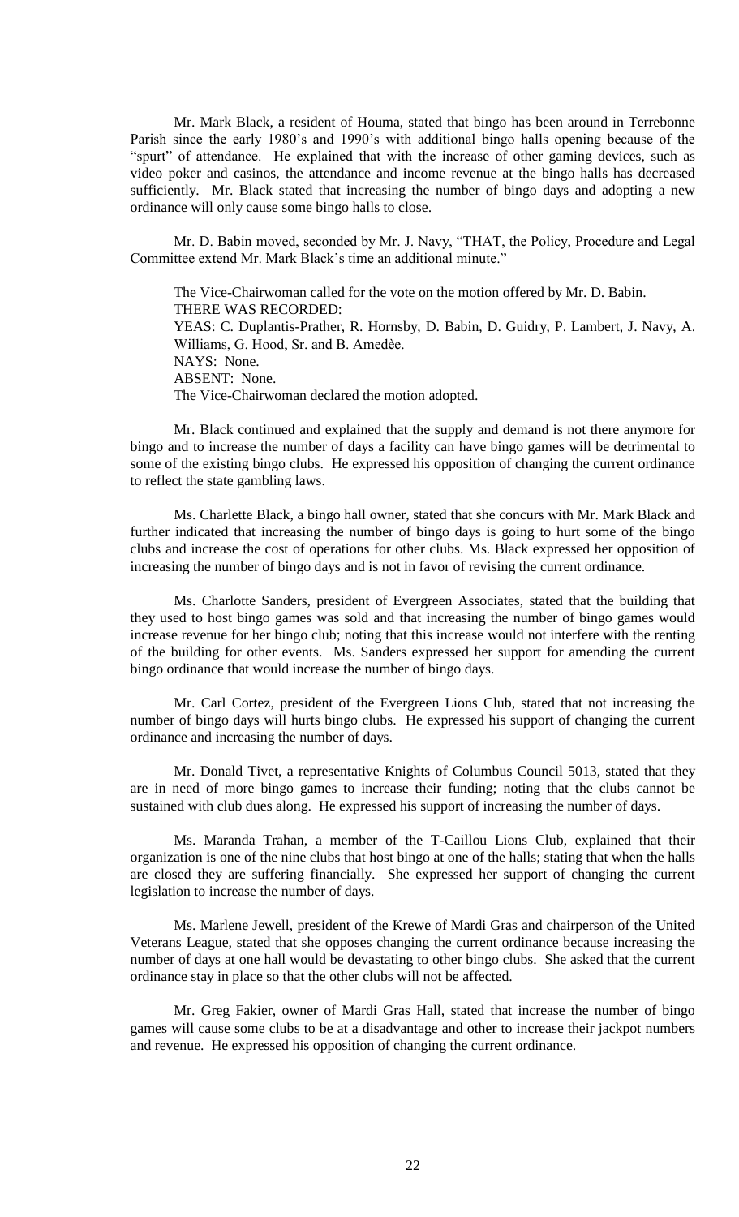Mr. Mark Black, a resident of Houma, stated that bingo has been around in Terrebonne Parish since the early 1980's and 1990's with additional bingo halls opening because of the "spurt" of attendance. He explained that with the increase of other gaming devices, such as video poker and casinos, the attendance and income revenue at the bingo halls has decreased sufficiently. Mr. Black stated that increasing the number of bingo days and adopting a new ordinance will only cause some bingo halls to close.

Mr. D. Babin moved, seconded by Mr. J. Navy, "THAT, the Policy, Procedure and Legal Committee extend Mr. Mark Black's time an additional minute."

The Vice-Chairwoman called for the vote on the motion offered by Mr. D. Babin.
THERE WAS RECORDED:
YEAS: C. Duplantis-Prather, R. Hornsby, D. Babin, D. Guidry, P. Lambert, J. Navy, A. Williams, G. Hood, Sr. and B. Amedèe.
NAYS: None.
ABSENT: None.
The Vice-Chairwoman declared the motion adopted.

Mr. Black continued and explained that the supply and demand is not there anymore for bingo and to increase the number of days a facility can have bingo games will be detrimental to some of the existing bingo clubs. He expressed his opposition of changing the current ordinance to reflect the state gambling laws.

Ms. Charlette Black, a bingo hall owner, stated that she concurs with Mr. Mark Black and further indicated that increasing the number of bingo days is going to hurt some of the bingo clubs and increase the cost of operations for other clubs. Ms. Black expressed her opposition of increasing the number of bingo days and is not in favor of revising the current ordinance.

Ms. Charlotte Sanders, president of Evergreen Associates, stated that the building that they used to host bingo games was sold and that increasing the number of bingo games would increase revenue for her bingo club; noting that this increase would not interfere with the renting of the building for other events. Ms. Sanders expressed her support for amending the current bingo ordinance that would increase the number of bingo days.

Mr. Carl Cortez, president of the Evergreen Lions Club, stated that not increasing the number of bingo days will hurts bingo clubs. He expressed his support of changing the current ordinance and increasing the number of days.

Mr. Donald Tivet, a representative Knights of Columbus Council 5013, stated that they are in need of more bingo games to increase their funding; noting that the clubs cannot be sustained with club dues along. He expressed his support of increasing the number of days.

Ms. Maranda Trahan, a member of the T-Caillou Lions Club, explained that their organization is one of the nine clubs that host bingo at one of the halls; stating that when the halls are closed they are suffering financially. She expressed her support of changing the current legislation to increase the number of days.

Ms. Marlene Jewell, president of the Krewe of Mardi Gras and chairperson of the United Veterans League, stated that she opposes changing the current ordinance because increasing the number of days at one hall would be devastating to other bingo clubs. She asked that the current ordinance stay in place so that the other clubs will not be affected.

Mr. Greg Fakier, owner of Mardi Gras Hall, stated that increase the number of bingo games will cause some clubs to be at a disadvantage and other to increase their jackpot numbers and revenue. He expressed his opposition of changing the current ordinance.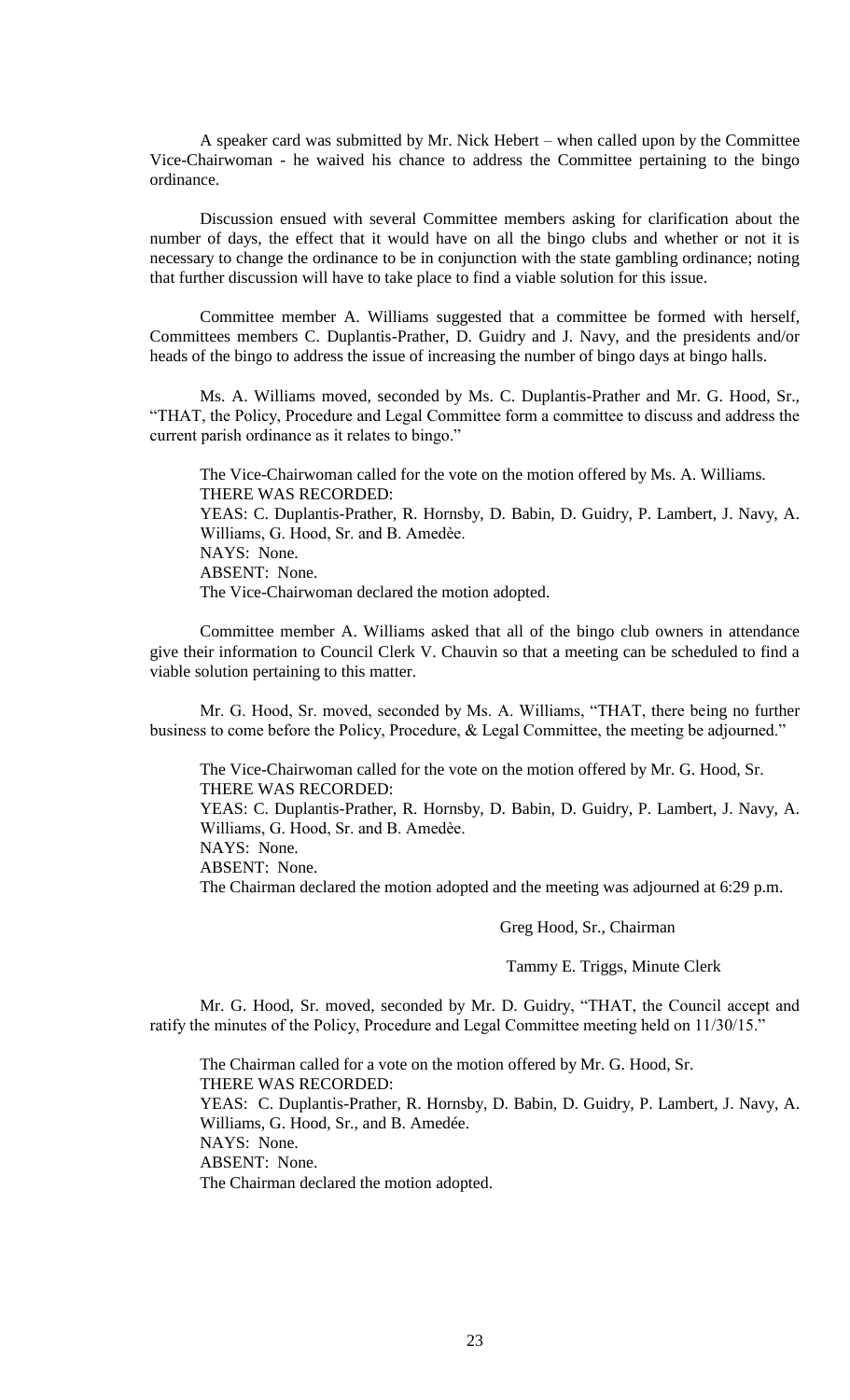A speaker card was submitted by Mr. Nick Hebert – when called upon by the Committee Vice-Chairwoman - he waived his chance to address the Committee pertaining to the bingo ordinance.

Discussion ensued with several Committee members asking for clarification about the number of days, the effect that it would have on all the bingo clubs and whether or not it is necessary to change the ordinance to be in conjunction with the state gambling ordinance; noting that further discussion will have to take place to find a viable solution for this issue.

Committee member A. Williams suggested that a committee be formed with herself, Committees members C. Duplantis-Prather, D. Guidry and J. Navy, and the presidents and/or heads of the bingo to address the issue of increasing the number of bingo days at bingo halls.

Ms. A. Williams moved, seconded by Ms. C. Duplantis-Prather and Mr. G. Hood, Sr., "THAT, the Policy, Procedure and Legal Committee form a committee to discuss and address the current parish ordinance as it relates to bingo."

The Vice-Chairwoman called for the vote on the motion offered by Ms. A. Williams.
THERE WAS RECORDED:
YEAS: C. Duplantis-Prather, R. Hornsby, D. Babin, D. Guidry, P. Lambert, J. Navy, A. Williams, G. Hood, Sr. and B. Amedèe.
NAYS: None.
ABSENT: None.
The Vice-Chairwoman declared the motion adopted.

Committee member A. Williams asked that all of the bingo club owners in attendance give their information to Council Clerk V. Chauvin so that a meeting can be scheduled to find a viable solution pertaining to this matter.

Mr. G. Hood, Sr. moved, seconded by Ms. A. Williams, "THAT, there being no further business to come before the Policy, Procedure, & Legal Committee, the meeting be adjourned."

The Vice-Chairwoman called for the vote on the motion offered by Mr. G. Hood, Sr.
THERE WAS RECORDED:
YEAS: C. Duplantis-Prather, R. Hornsby, D. Babin, D. Guidry, P. Lambert, J. Navy, A. Williams, G. Hood, Sr. and B. Amedèe.
NAYS: None.
ABSENT: None.
The Chairman declared the motion adopted and the meeting was adjourned at 6:29 p.m.

Greg Hood, Sr., Chairman

Tammy E. Triggs, Minute Clerk

Mr. G. Hood, Sr. moved, seconded by Mr. D. Guidry, "THAT, the Council accept and ratify the minutes of the Policy, Procedure and Legal Committee meeting held on 11/30/15."

The Chairman called for a vote on the motion offered by Mr. G. Hood, Sr.
THERE WAS RECORDED:
YEAS: C. Duplantis-Prather, R. Hornsby, D. Babin, D. Guidry, P. Lambert, J. Navy, A. Williams, G. Hood, Sr., and B. Amedée.
NAYS: None.
ABSENT: None.
The Chairman declared the motion adopted.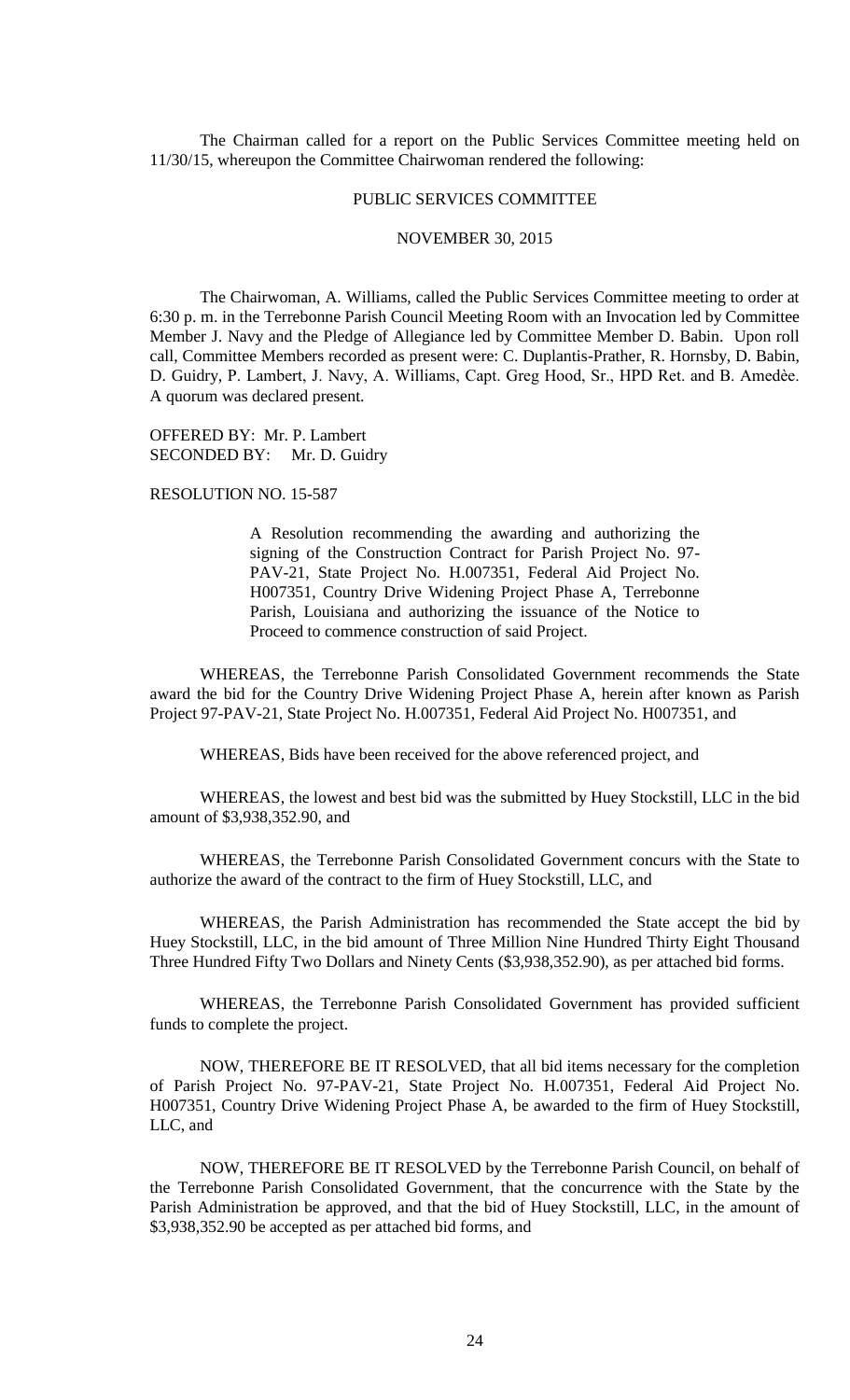The Chairman called for a report on the Public Services Committee meeting held on 11/30/15, whereupon the Committee Chairwoman rendered the following:

PUBLIC SERVICES COMMITTEE

NOVEMBER 30, 2015

The Chairwoman, A. Williams, called the Public Services Committee meeting to order at 6:30 p. m. in the Terrebonne Parish Council Meeting Room with an Invocation led by Committee Member J. Navy and the Pledge of Allegiance led by Committee Member D. Babin. Upon roll call, Committee Members recorded as present were: C. Duplantis-Prather, R. Hornsby, D. Babin, D. Guidry, P. Lambert, J. Navy, A. Williams, Capt. Greg Hood, Sr., HPD Ret. and B. Amedèe. A quorum was declared present.

OFFERED BY: Mr. P. Lambert
SECONDED BY: Mr. D. Guidry

RESOLUTION NO. 15-587

> A Resolution recommending the awarding and authorizing the signing of the Construction Contract for Parish Project No. 97-PAV-21, State Project No. H.007351, Federal Aid Project No. H007351, Country Drive Widening Project Phase A, Terrebonne Parish, Louisiana and authorizing the issuance of the Notice to Proceed to commence construction of said Project.

WHEREAS, the Terrebonne Parish Consolidated Government recommends the State award the bid for the Country Drive Widening Project Phase A, herein after known as Parish Project 97-PAV-21, State Project No. H.007351, Federal Aid Project No. H007351, and

WHEREAS, Bids have been received for the above referenced project, and

WHEREAS, the lowest and best bid was the submitted by Huey Stockstill, LLC in the bid amount of $3,938,352.90, and

WHEREAS, the Terrebonne Parish Consolidated Government concurs with the State to authorize the award of the contract to the firm of Huey Stockstill, LLC, and

WHEREAS, the Parish Administration has recommended the State accept the bid by Huey Stockstill, LLC, in the bid amount of Three Million Nine Hundred Thirty Eight Thousand Three Hundred Fifty Two Dollars and Ninety Cents ($3,938,352.90), as per attached bid forms.

WHEREAS, the Terrebonne Parish Consolidated Government has provided sufficient funds to complete the project.

NOW, THEREFORE BE IT RESOLVED, that all bid items necessary for the completion of Parish Project No. 97-PAV-21, State Project No. H.007351, Federal Aid Project No. H007351, Country Drive Widening Project Phase A, be awarded to the firm of Huey Stockstill, LLC, and

NOW, THEREFORE BE IT RESOLVED by the Terrebonne Parish Council, on behalf of the Terrebonne Parish Consolidated Government, that the concurrence with the State by the Parish Administration be approved, and that the bid of Huey Stockstill, LLC, in the amount of $3,938,352.90 be accepted as per attached bid forms, and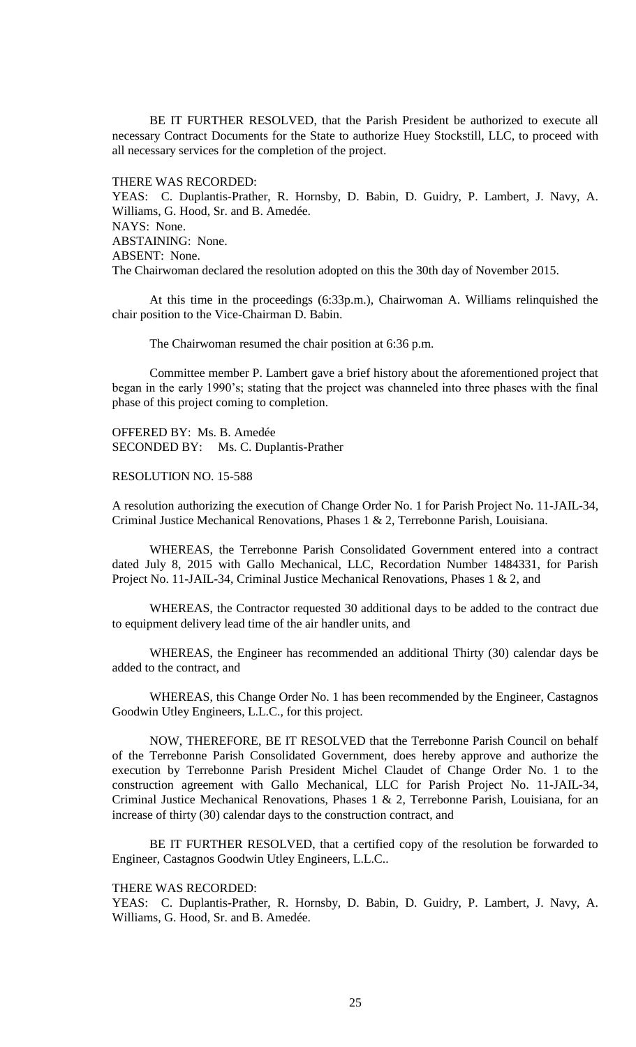BE IT FURTHER RESOLVED, that the Parish President be authorized to execute all necessary Contract Documents for the State to authorize Huey Stockstill, LLC, to proceed with all necessary services for the completion of the project.

THERE WAS RECORDED:
YEAS: C. Duplantis-Prather, R. Hornsby, D. Babin, D. Guidry, P. Lambert, J. Navy, A. Williams, G. Hood, Sr. and B. Amedée.
NAYS: None.
ABSTAINING: None.
ABSENT: None.
The Chairwoman declared the resolution adopted on this the 30th day of November 2015.

At this time in the proceedings (6:33p.m.), Chairwoman A. Williams relinquished the chair position to the Vice-Chairman D. Babin.

The Chairwoman resumed the chair position at 6:36 p.m.

Committee member P. Lambert gave a brief history about the aforementioned project that began in the early 1990's; stating that the project was channeled into three phases with the final phase of this project coming to completion.

OFFERED BY: Ms. B. Amedée
SECONDED BY: Ms. C. Duplantis-Prather

RESOLUTION NO. 15-588

A resolution authorizing the execution of Change Order No. 1 for Parish Project No. 11-JAIL-34, Criminal Justice Mechanical Renovations, Phases 1 & 2, Terrebonne Parish, Louisiana.

WHEREAS, the Terrebonne Parish Consolidated Government entered into a contract dated July 8, 2015 with Gallo Mechanical, LLC, Recordation Number 1484331, for Parish Project No. 11-JAIL-34, Criminal Justice Mechanical Renovations, Phases 1 & 2, and

WHEREAS, the Contractor requested 30 additional days to be added to the contract due to equipment delivery lead time of the air handler units, and

WHEREAS, the Engineer has recommended an additional Thirty (30) calendar days be added to the contract, and

WHEREAS, this Change Order No. 1 has been recommended by the Engineer, Castagnos Goodwin Utley Engineers, L.L.C., for this project.

NOW, THEREFORE, BE IT RESOLVED that the Terrebonne Parish Council on behalf of the Terrebonne Parish Consolidated Government, does hereby approve and authorize the execution by Terrebonne Parish President Michel Claudet of Change Order No. 1 to the construction agreement with Gallo Mechanical, LLC for Parish Project No. 11-JAIL-34, Criminal Justice Mechanical Renovations, Phases 1 & 2, Terrebonne Parish, Louisiana, for an increase of thirty (30) calendar days to the construction contract, and

BE IT FURTHER RESOLVED, that a certified copy of the resolution be forwarded to Engineer, Castagnos Goodwin Utley Engineers, L.L.C..

THERE WAS RECORDED:
YEAS: C. Duplantis-Prather, R. Hornsby, D. Babin, D. Guidry, P. Lambert, J. Navy, A. Williams, G. Hood, Sr. and B. Amedée.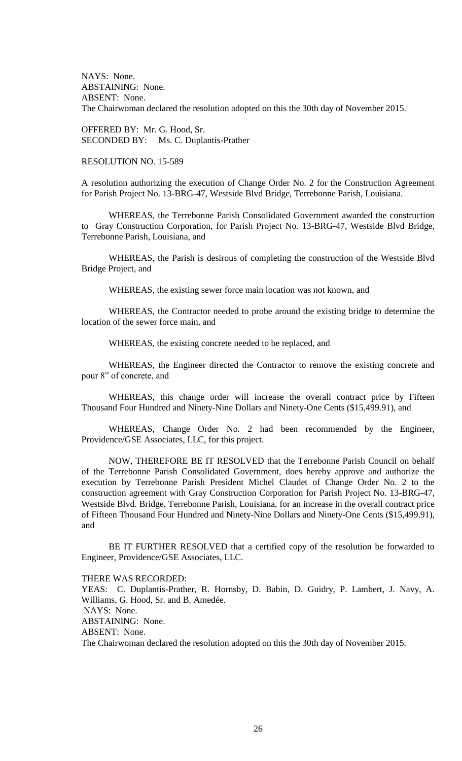NAYS: None.
ABSTAINING: None.
ABSENT: None.
The Chairwoman declared the resolution adopted on this the 30th day of November 2015.

OFFERED BY: Mr. G. Hood, Sr.
SECONDED BY: Ms. C. Duplantis-Prather

RESOLUTION NO. 15-589

A resolution authorizing the execution of Change Order No. 2 for the Construction Agreement for Parish Project No. 13-BRG-47, Westside Blvd Bridge, Terrebonne Parish, Louisiana.

WHEREAS, the Terrebonne Parish Consolidated Government awarded the construction to Gray Construction Corporation, for Parish Project No. 13-BRG-47, Westside Blvd Bridge, Terrebonne Parish, Louisiana, and

WHEREAS, the Parish is desirous of completing the construction of the Westside Blvd Bridge Project, and

WHEREAS, the existing sewer force main location was not known, and

WHEREAS, the Contractor needed to probe around the existing bridge to determine the location of the sewer force main, and

WHEREAS, the existing concrete needed to be replaced, and

WHEREAS, the Engineer directed the Contractor to remove the existing concrete and pour 8" of concrete, and

WHEREAS, this change order will increase the overall contract price by Fifteen Thousand Four Hundred and Ninety-Nine Dollars and Ninety-One Cents ($15,499.91), and

WHEREAS, Change Order No. 2 had been recommended by the Engineer, Providence/GSE Associates, LLC, for this project.

NOW, THEREFORE BE IT RESOLVED that the Terrebonne Parish Council on behalf of the Terrebonne Parish Consolidated Government, does hereby approve and authorize the execution by Terrebonne Parish President Michel Claudet of Change Order No. 2 to the construction agreement with Gray Construction Corporation for Parish Project No. 13-BRG-47, Westside Blvd. Bridge, Terrebonne Parish, Louisiana, for an increase in the overall contract price of Fifteen Thousand Four Hundred and Ninety-Nine Dollars and Ninety-One Cents ($15,499.91), and

BE IT FURTHER RESOLVED that a certified copy of the resolution be forwarded to Engineer, Providence/GSE Associates, LLC.

THERE WAS RECORDED:
YEAS: C. Duplantis-Prather, R. Hornsby, D. Babin, D. Guidry, P. Lambert, J. Navy, A. Williams, G. Hood, Sr. and B. Amedée.
NAYS: None.
ABSTAINING: None.
ABSENT: None.
The Chairwoman declared the resolution adopted on this the 30th day of November 2015.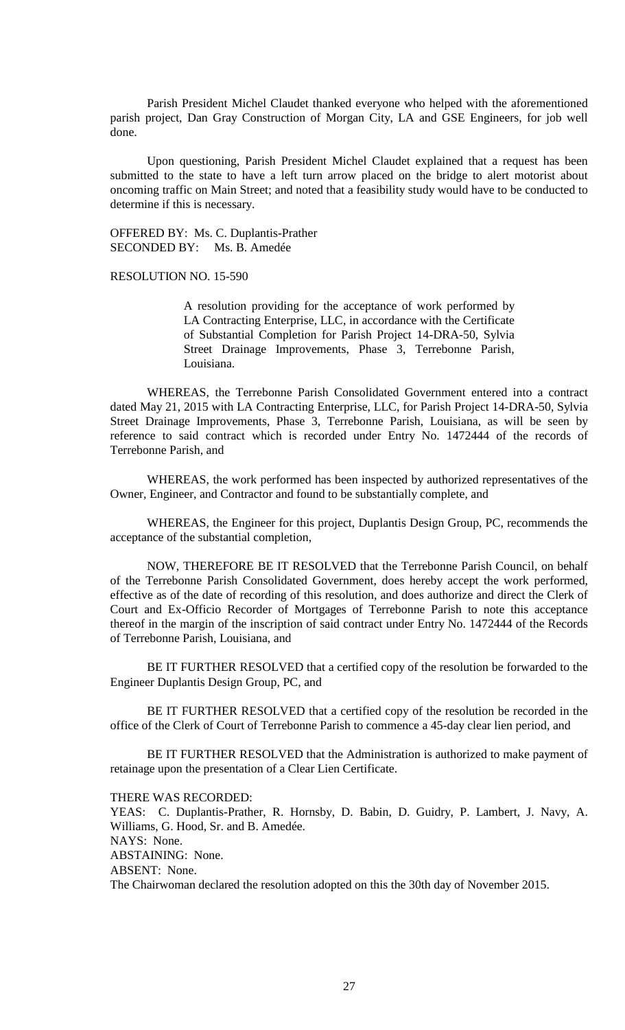Parish President Michel Claudet thanked everyone who helped with the aforementioned parish project, Dan Gray Construction of Morgan City, LA and GSE Engineers, for job well done.

Upon questioning, Parish President Michel Claudet explained that a request has been submitted to the state to have a left turn arrow placed on the bridge to alert motorist about oncoming traffic on Main Street; and noted that a feasibility study would have to be conducted to determine if this is necessary.

OFFERED BY: Ms. C. Duplantis-Prather
SECONDED BY: Ms. B. Amedée

RESOLUTION NO. 15-590

> A resolution providing for the acceptance of work performed by LA Contracting Enterprise, LLC, in accordance with the Certificate of Substantial Completion for Parish Project 14-DRA-50, Sylvia Street Drainage Improvements, Phase 3, Terrebonne Parish, Louisiana.

WHEREAS, the Terrebonne Parish Consolidated Government entered into a contract dated May 21, 2015 with LA Contracting Enterprise, LLC, for Parish Project 14-DRA-50, Sylvia Street Drainage Improvements, Phase 3, Terrebonne Parish, Louisiana, as will be seen by reference to said contract which is recorded under Entry No. 1472444 of the records of Terrebonne Parish, and

WHEREAS, the work performed has been inspected by authorized representatives of the Owner, Engineer, and Contractor and found to be substantially complete, and

WHEREAS, the Engineer for this project, Duplantis Design Group, PC, recommends the acceptance of the substantial completion,

NOW, THEREFORE BE IT RESOLVED that the Terrebonne Parish Council, on behalf of the Terrebonne Parish Consolidated Government, does hereby accept the work performed, effective as of the date of recording of this resolution, and does authorize and direct the Clerk of Court and Ex-Officio Recorder of Mortgages of Terrebonne Parish to note this acceptance thereof in the margin of the inscription of said contract under Entry No. 1472444 of the Records of Terrebonne Parish, Louisiana, and

BE IT FURTHER RESOLVED that a certified copy of the resolution be forwarded to the Engineer Duplantis Design Group, PC, and

BE IT FURTHER RESOLVED that a certified copy of the resolution be recorded in the office of the Clerk of Court of Terrebonne Parish to commence a 45-day clear lien period, and

BE IT FURTHER RESOLVED that the Administration is authorized to make payment of retainage upon the presentation of a Clear Lien Certificate.

THERE WAS RECORDED:
YEAS: C. Duplantis-Prather, R. Hornsby, D. Babin, D. Guidry, P. Lambert, J. Navy, A. Williams, G. Hood, Sr. and B. Amedée.
NAYS: None.
ABSTAINING: None.
ABSENT: None.
The Chairwoman declared the resolution adopted on this the 30th day of November 2015.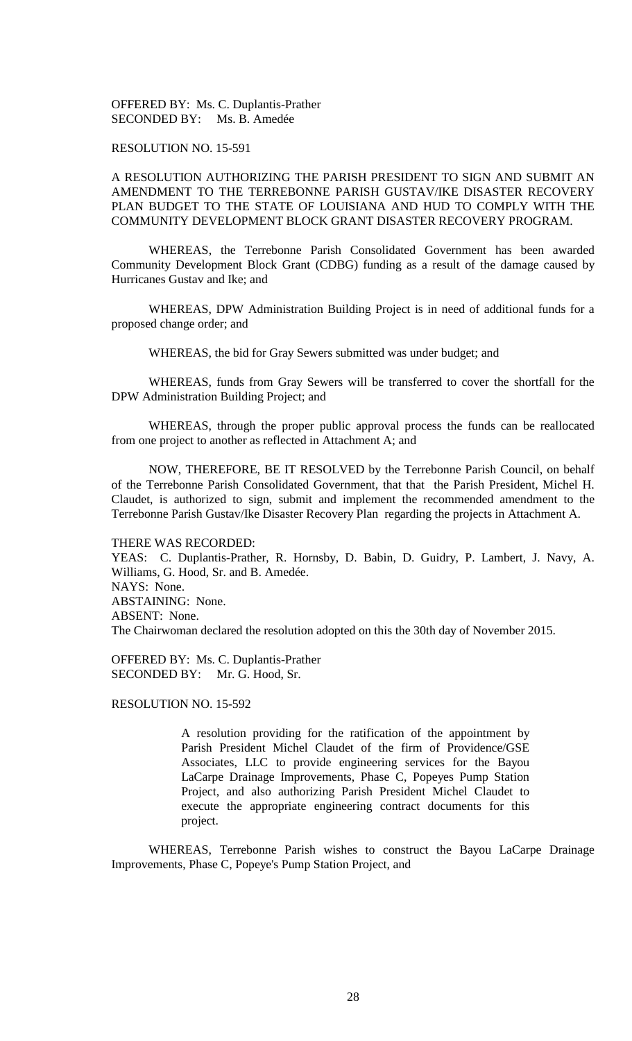OFFERED BY: Ms. C. Duplantis-Prather
SECONDED BY: Ms. B. Amedée

RESOLUTION NO. 15-591

A RESOLUTION AUTHORIZING THE PARISH PRESIDENT TO SIGN AND SUBMIT AN AMENDMENT TO THE TERREBONNE PARISH GUSTAV/IKE DISASTER RECOVERY PLAN BUDGET TO THE STATE OF LOUISIANA AND HUD TO COMPLY WITH THE COMMUNITY DEVELOPMENT BLOCK GRANT DISASTER RECOVERY PROGRAM.

WHEREAS, the Terrebonne Parish Consolidated Government has been awarded Community Development Block Grant (CDBG) funding as a result of the damage caused by Hurricanes Gustav and Ike; and

WHEREAS, DPW Administration Building Project is in need of additional funds for a proposed change order; and

WHEREAS, the bid for Gray Sewers submitted was under budget; and

WHEREAS, funds from Gray Sewers will be transferred to cover the shortfall for the DPW Administration Building Project; and

WHEREAS, through the proper public approval process the funds can be reallocated from one project to another as reflected in Attachment A; and

NOW, THEREFORE, BE IT RESOLVED by the Terrebonne Parish Council, on behalf of the Terrebonne Parish Consolidated Government, that that the Parish President, Michel H. Claudet, is authorized to sign, submit and implement the recommended amendment to the Terrebonne Parish Gustav/Ike Disaster Recovery Plan regarding the projects in Attachment A.

THERE WAS RECORDED:
YEAS: C. Duplantis-Prather, R. Hornsby, D. Babin, D. Guidry, P. Lambert, J. Navy, A. Williams, G. Hood, Sr. and B. Amedée.
NAYS: None.
ABSTAINING: None.
ABSENT: None.
The Chairwoman declared the resolution adopted on this the 30th day of November 2015.

OFFERED BY: Ms. C. Duplantis-Prather
SECONDED BY: Mr. G. Hood, Sr.

RESOLUTION NO. 15-592

A resolution providing for the ratification of the appointment by Parish President Michel Claudet of the firm of Providence/GSE Associates, LLC to provide engineering services for the Bayou LaCarpe Drainage Improvements, Phase C, Popeyes Pump Station Project, and also authorizing Parish President Michel Claudet to execute the appropriate engineering contract documents for this project.

WHEREAS, Terrebonne Parish wishes to construct the Bayou LaCarpe Drainage Improvements, Phase C, Popeye's Pump Station Project, and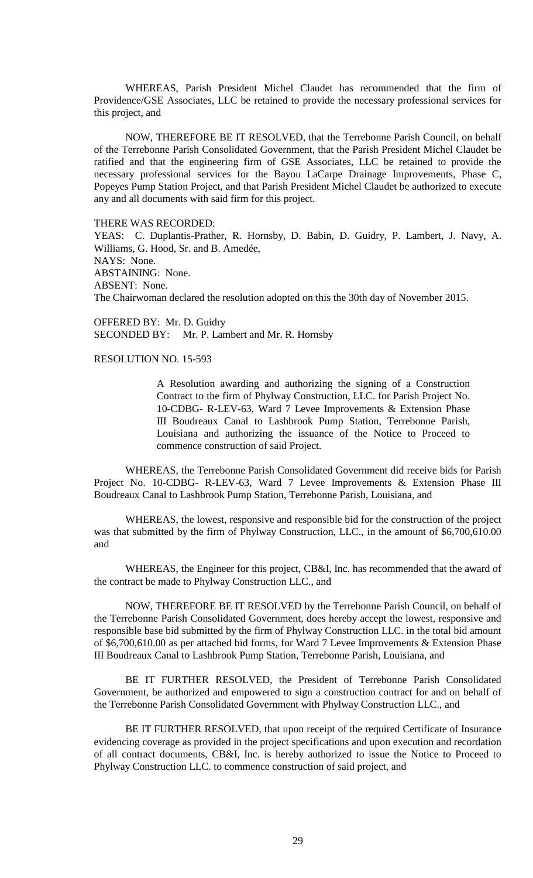WHEREAS, Parish President Michel Claudet has recommended that the firm of Providence/GSE Associates, LLC be retained to provide the necessary professional services for this project, and

NOW, THEREFORE BE IT RESOLVED, that the Terrebonne Parish Council, on behalf of the Terrebonne Parish Consolidated Government, that the Parish President Michel Claudet be ratified and that the engineering firm of GSE Associates, LLC be retained to provide the necessary professional services for the Bayou LaCarpe Drainage Improvements, Phase C, Popeyes Pump Station Project, and that Parish President Michel Claudet be authorized to execute any and all documents with said firm for this project.

THERE WAS RECORDED:
YEAS: C. Duplantis-Prather, R. Hornsby, D. Babin, D. Guidry, P. Lambert, J. Navy, A. Williams, G. Hood, Sr. and B. Amedée,
NAYS: None.
ABSTAINING: None.
ABSENT: None.
The Chairwoman declared the resolution adopted on this the 30th day of November 2015.

OFFERED BY: Mr. D. Guidry
SECONDED BY: Mr. P. Lambert and Mr. R. Hornsby

RESOLUTION NO. 15-593

> A Resolution awarding and authorizing the signing of a Construction Contract to the firm of Phylway Construction, LLC. for Parish Project No. 10-CDBG- R-LEV-63, Ward 7 Levee Improvements & Extension Phase III Boudreaux Canal to Lashbrook Pump Station, Terrebonne Parish, Louisiana and authorizing the issuance of the Notice to Proceed to commence construction of said Project.

WHEREAS, the Terrebonne Parish Consolidated Government did receive bids for Parish Project No. 10-CDBG- R-LEV-63, Ward 7 Levee Improvements & Extension Phase III Boudreaux Canal to Lashbrook Pump Station, Terrebonne Parish, Louisiana, and

WHEREAS, the lowest, responsive and responsible bid for the construction of the project was that submitted by the firm of Phylway Construction, LLC., in the amount of $6,700,610.00 and

WHEREAS, the Engineer for this project, CB&I, Inc. has recommended that the award of the contract be made to Phylway Construction LLC., and

NOW, THEREFORE BE IT RESOLVED by the Terrebonne Parish Council, on behalf of the Terrebonne Parish Consolidated Government, does hereby accept the lowest, responsive and responsible base bid submitted by the firm of Phylway Construction LLC. in the total bid amount of $6,700,610.00 as per attached bid forms, for Ward 7 Levee Improvements & Extension Phase III Boudreaux Canal to Lashbrook Pump Station, Terrebonne Parish, Louisiana, and

BE IT FURTHER RESOLVED, the President of Terrebonne Parish Consolidated Government, be authorized and empowered to sign a construction contract for and on behalf of the Terrebonne Parish Consolidated Government with Phylway Construction LLC., and

BE IT FURTHER RESOLVED, that upon receipt of the required Certificate of Insurance evidencing coverage as provided in the project specifications and upon execution and recordation of all contract documents, CB&I, Inc. is hereby authorized to issue the Notice to Proceed to Phylway Construction LLC. to commence construction of said project, and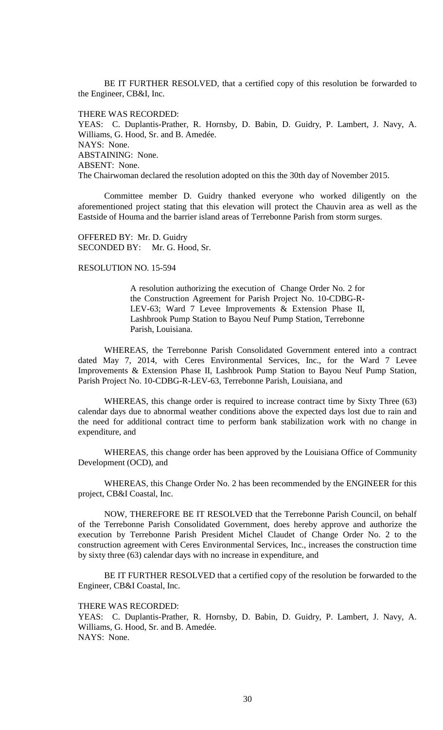BE IT FURTHER RESOLVED, that a certified copy of this resolution be forwarded to the Engineer, CB&I, Inc.

THERE WAS RECORDED:
YEAS: C. Duplantis-Prather, R. Hornsby, D. Babin, D. Guidry, P. Lambert, J. Navy, A. Williams, G. Hood, Sr. and B. Amedée.
NAYS: None.
ABSTAINING: None.
ABSENT: None.
The Chairwoman declared the resolution adopted on this the 30th day of November 2015.

Committee member D. Guidry thanked everyone who worked diligently on the aforementioned project stating that this elevation will protect the Chauvin area as well as the Eastside of Houma and the barrier island areas of Terrebonne Parish from storm surges.

OFFERED BY: Mr. D. Guidry
SECONDED BY: Mr. G. Hood, Sr.

RESOLUTION NO. 15-594

> A resolution authorizing the execution of Change Order No. 2 for the Construction Agreement for Parish Project No. 10-CDBG-R-LEV-63; Ward 7 Levee Improvements & Extension Phase II, Lashbrook Pump Station to Bayou Neuf Pump Station, Terrebonne Parish, Louisiana.

WHEREAS, the Terrebonne Parish Consolidated Government entered into a contract dated May 7, 2014, with Ceres Environmental Services, Inc., for the Ward 7 Levee Improvements & Extension Phase II, Lashbrook Pump Station to Bayou Neuf Pump Station, Parish Project No. 10-CDBG-R-LEV-63, Terrebonne Parish, Louisiana, and

WHEREAS, this change order is required to increase contract time by Sixty Three (63) calendar days due to abnormal weather conditions above the expected days lost due to rain and the need for additional contract time to perform bank stabilization work with no change in expenditure, and

WHEREAS, this change order has been approved by the Louisiana Office of Community Development (OCD), and

WHEREAS, this Change Order No. 2 has been recommended by the ENGINEER for this project, CB&I Coastal, Inc.

NOW, THEREFORE BE IT RESOLVED that the Terrebonne Parish Council, on behalf of the Terrebonne Parish Consolidated Government, does hereby approve and authorize the execution by Terrebonne Parish President Michel Claudet of Change Order No. 2 to the construction agreement with Ceres Environmental Services, Inc., increases the construction time by sixty three (63) calendar days with no increase in expenditure, and

BE IT FURTHER RESOLVED that a certified copy of the resolution be forwarded to the Engineer, CB&I Coastal, Inc.

THERE WAS RECORDED:
YEAS: C. Duplantis-Prather, R. Hornsby, D. Babin, D. Guidry, P. Lambert, J. Navy, A. Williams, G. Hood, Sr. and B. Amedée.
NAYS: None.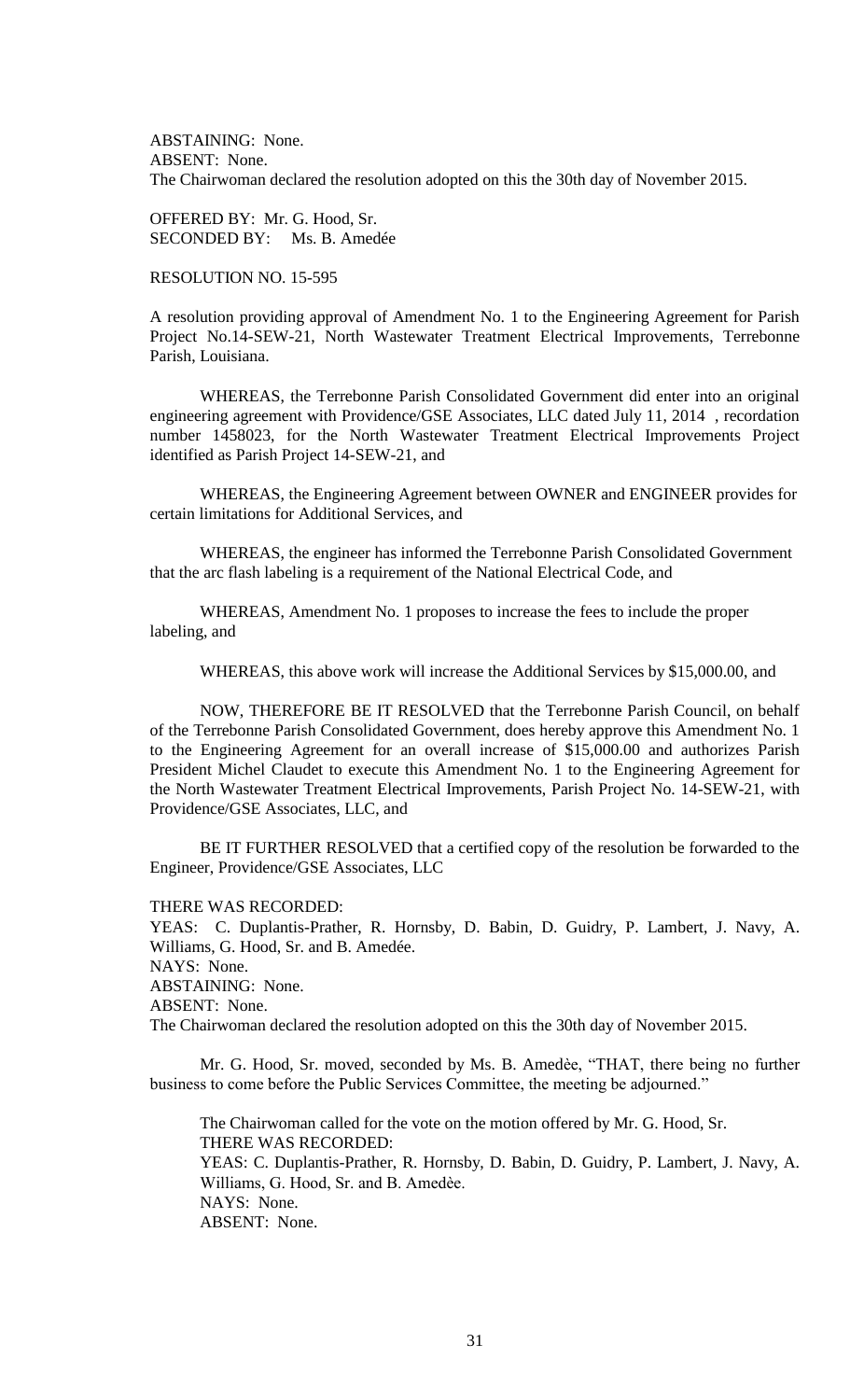ABSTAINING: None.
ABSENT: None.
The Chairwoman declared the resolution adopted on this the 30th day of November 2015.

OFFERED BY: Mr. G. Hood, Sr.
SECONDED BY: Ms. B. Amedée

RESOLUTION NO. 15-595

A resolution providing approval of Amendment No. 1 to the Engineering Agreement for Parish Project No.14-SEW-21, North Wastewater Treatment Electrical Improvements, Terrebonne Parish, Louisiana.

WHEREAS, the Terrebonne Parish Consolidated Government did enter into an original engineering agreement with Providence/GSE Associates, LLC dated July 11, 2014 , recordation number 1458023, for the North Wastewater Treatment Electrical Improvements Project identified as Parish Project 14-SEW-21, and

WHEREAS, the Engineering Agreement between OWNER and ENGINEER provides for certain limitations for Additional Services, and

WHEREAS, the engineer has informed the Terrebonne Parish Consolidated Government that the arc flash labeling is a requirement of the National Electrical Code, and

WHEREAS, Amendment No. 1 proposes to increase the fees to include the proper labeling, and

WHEREAS, this above work will increase the Additional Services by $15,000.00, and

NOW, THEREFORE BE IT RESOLVED that the Terrebonne Parish Council, on behalf of the Terrebonne Parish Consolidated Government, does hereby approve this Amendment No. 1 to the Engineering Agreement for an overall increase of $15,000.00 and authorizes Parish President Michel Claudet to execute this Amendment No. 1 to the Engineering Agreement for the North Wastewater Treatment Electrical Improvements, Parish Project No. 14-SEW-21, with Providence/GSE Associates, LLC, and

BE IT FURTHER RESOLVED that a certified copy of the resolution be forwarded to the Engineer, Providence/GSE Associates, LLC

THERE WAS RECORDED:
YEAS: C. Duplantis-Prather, R. Hornsby, D. Babin, D. Guidry, P. Lambert, J. Navy, A. Williams, G. Hood, Sr. and B. Amedée.
NAYS: None.
ABSTAINING: None.
ABSENT: None.
The Chairwoman declared the resolution adopted on this the 30th day of November 2015.

Mr. G. Hood, Sr. moved, seconded by Ms. B. Amedèe, "THAT, there being no further business to come before the Public Services Committee, the meeting be adjourned."

The Chairwoman called for the vote on the motion offered by Mr. G. Hood, Sr.
THERE WAS RECORDED:
YEAS: C. Duplantis-Prather, R. Hornsby, D. Babin, D. Guidry, P. Lambert, J. Navy, A. Williams, G. Hood, Sr. and B. Amedèe.
NAYS: None.
ABSENT: None.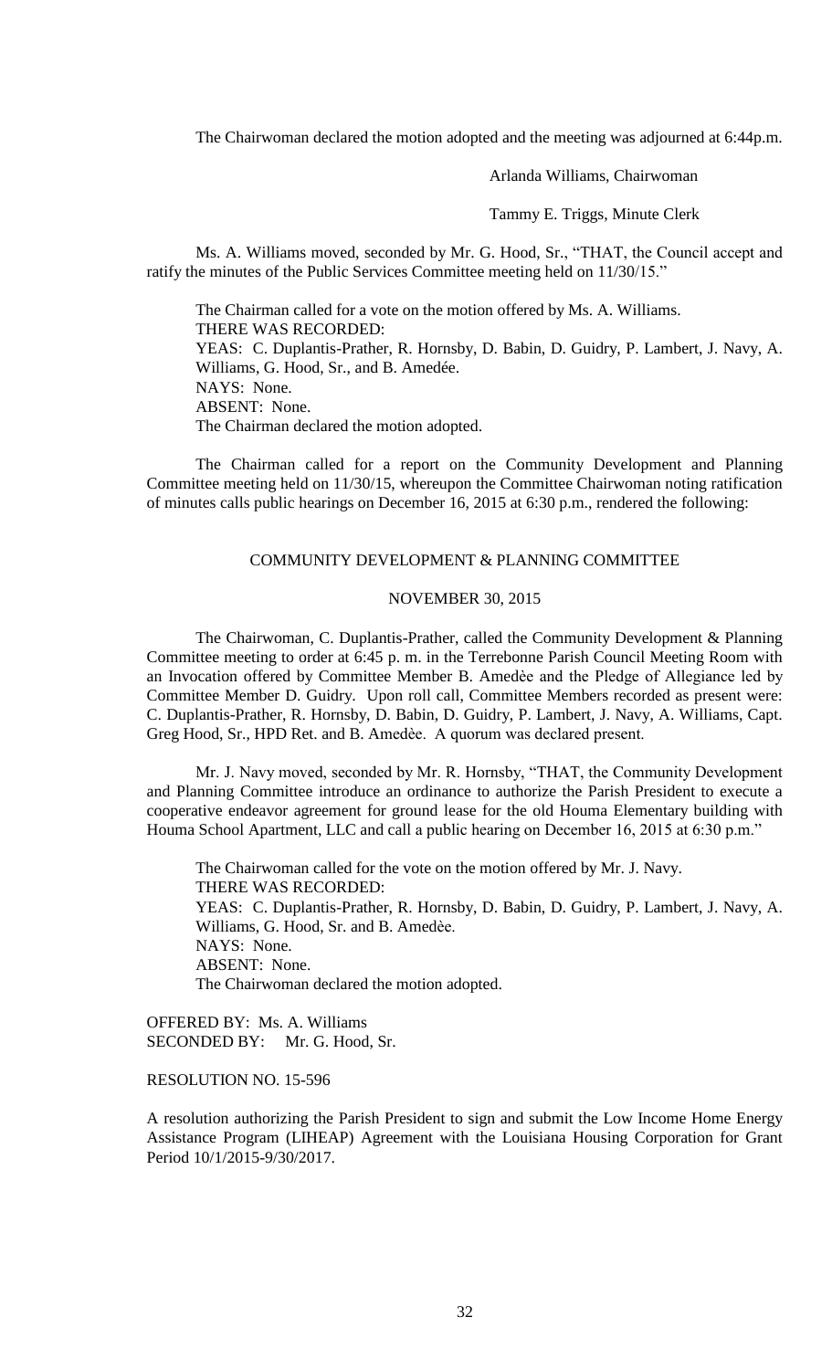The Chairwoman declared the motion adopted and the meeting was adjourned at 6:44p.m.

Arlanda Williams, Chairwoman

Tammy E. Triggs, Minute Clerk

Ms. A. Williams moved, seconded by Mr. G. Hood, Sr., "THAT, the Council accept and ratify the minutes of the Public Services Committee meeting held on 11/30/15."

The Chairman called for a vote on the motion offered by Ms. A. Williams.
THERE WAS RECORDED:
YEAS: C. Duplantis-Prather, R. Hornsby, D. Babin, D. Guidry, P. Lambert, J. Navy, A. Williams, G. Hood, Sr., and B. Amedée.
NAYS: None.
ABSENT: None.
The Chairman declared the motion adopted.

The Chairman called for a report on the Community Development and Planning Committee meeting held on 11/30/15, whereupon the Committee Chairwoman noting ratification of minutes calls public hearings on December 16, 2015 at 6:30 p.m., rendered the following:

## COMMUNITY DEVELOPMENT & PLANNING COMMITTEE

### NOVEMBER 30, 2015

The Chairwoman, C. Duplantis-Prather, called the Community Development & Planning Committee meeting to order at 6:45 p. m. in the Terrebonne Parish Council Meeting Room with an Invocation offered by Committee Member B. Amedèe and the Pledge of Allegiance led by Committee Member D. Guidry. Upon roll call, Committee Members recorded as present were: C. Duplantis-Prather, R. Hornsby, D. Babin, D. Guidry, P. Lambert, J. Navy, A. Williams, Capt. Greg Hood, Sr., HPD Ret. and B. Amedèe. A quorum was declared present.

Mr. J. Navy moved, seconded by Mr. R. Hornsby, "THAT, the Community Development and Planning Committee introduce an ordinance to authorize the Parish President to execute a cooperative endeavor agreement for ground lease for the old Houma Elementary building with Houma School Apartment, LLC and call a public hearing on December 16, 2015 at 6:30 p.m."

The Chairwoman called for the vote on the motion offered by Mr. J. Navy.
THERE WAS RECORDED:
YEAS: C. Duplantis-Prather, R. Hornsby, D. Babin, D. Guidry, P. Lambert, J. Navy, A. Williams, G. Hood, Sr. and B. Amedèe.
NAYS: None.
ABSENT: None.
The Chairwoman declared the motion adopted.

OFFERED BY: Ms. A. Williams
SECONDED BY: Mr. G. Hood, Sr.

RESOLUTION NO. 15-596

A resolution authorizing the Parish President to sign and submit the Low Income Home Energy Assistance Program (LIHEAP) Agreement with the Louisiana Housing Corporation for Grant Period 10/1/2015-9/30/2017.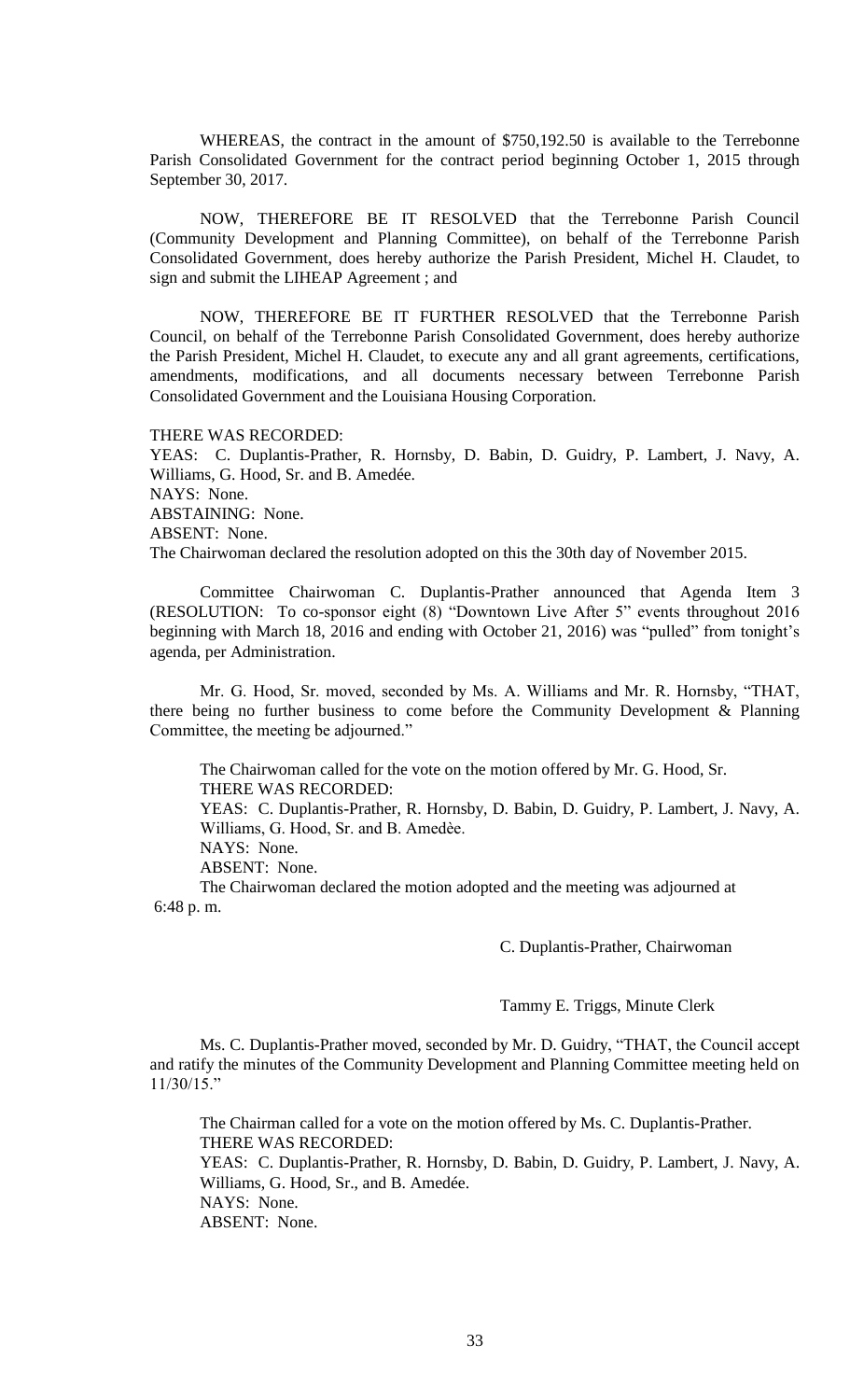WHEREAS, the contract in the amount of $750,192.50 is available to the Terrebonne Parish Consolidated Government for the contract period beginning October 1, 2015 through September 30, 2017.

NOW, THEREFORE BE IT RESOLVED that the Terrebonne Parish Council (Community Development and Planning Committee), on behalf of the Terrebonne Parish Consolidated Government, does hereby authorize the Parish President, Michel H. Claudet, to sign and submit the LIHEAP Agreement ; and

NOW, THEREFORE BE IT FURTHER RESOLVED that the Terrebonne Parish Council, on behalf of the Terrebonne Parish Consolidated Government, does hereby authorize the Parish President, Michel H. Claudet, to execute any and all grant agreements, certifications, amendments, modifications, and all documents necessary between Terrebonne Parish Consolidated Government and the Louisiana Housing Corporation.

THERE WAS RECORDED:
YEAS: C. Duplantis-Prather, R. Hornsby, D. Babin, D. Guidry, P. Lambert, J. Navy, A. Williams, G. Hood, Sr. and B. Amedée.
NAYS: None.
ABSTAINING: None.
ABSENT: None.
The Chairwoman declared the resolution adopted on this the 30th day of November 2015.

Committee Chairwoman C. Duplantis-Prather announced that Agenda Item 3 (RESOLUTION: To co-sponsor eight (8) "Downtown Live After 5" events throughout 2016 beginning with March 18, 2016 and ending with October 21, 2016) was "pulled" from tonight's agenda, per Administration.

Mr. G. Hood, Sr. moved, seconded by Ms. A. Williams and Mr. R. Hornsby, "THAT, there being no further business to come before the Community Development & Planning Committee, the meeting be adjourned."

The Chairwoman called for the vote on the motion offered by Mr. G. Hood, Sr.
THERE WAS RECORDED:
YEAS: C. Duplantis-Prather, R. Hornsby, D. Babin, D. Guidry, P. Lambert, J. Navy, A. Williams, G. Hood, Sr. and B. Amedèe.
NAYS: None.
ABSENT: None.
The Chairwoman declared the motion adopted and the meeting was adjourned at 6:48 p. m.

C. Duplantis-Prather, Chairwoman

Tammy E. Triggs, Minute Clerk

Ms. C. Duplantis-Prather moved, seconded by Mr. D. Guidry, "THAT, the Council accept and ratify the minutes of the Community Development and Planning Committee meeting held on 11/30/15."

The Chairman called for a vote on the motion offered by Ms. C. Duplantis-Prather.
THERE WAS RECORDED:
YEAS: C. Duplantis-Prather, R. Hornsby, D. Babin, D. Guidry, P. Lambert, J. Navy, A. Williams, G. Hood, Sr., and B. Amedée.
NAYS: None.
ABSENT: None.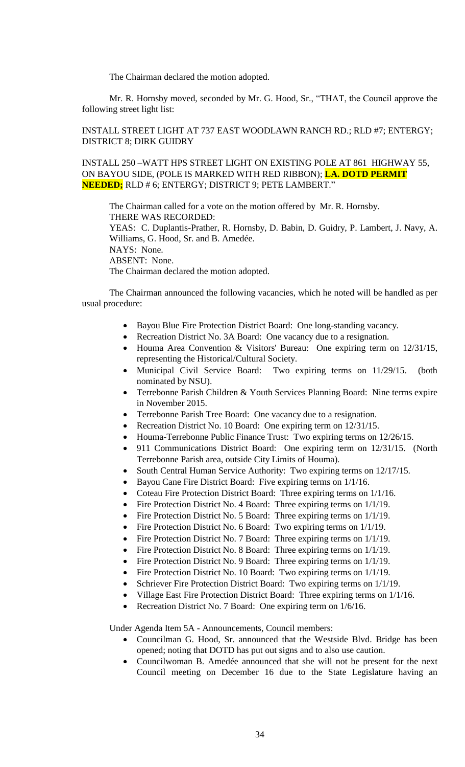The Chairman declared the motion adopted.

Mr. R. Hornsby moved, seconded by Mr. G. Hood, Sr., "THAT, the Council approve the following street light list:

INSTALL STREET LIGHT AT 737 EAST WOODLAWN RANCH RD.; RLD #7; ENTERGY; DISTRICT 8; DIRK GUIDRY

INSTALL 250 –WATT HPS STREET LIGHT ON EXISTING POLE AT 861 HIGHWAY 55, ON BAYOU SIDE, (POLE IS MARKED WITH RED RIBBON); **LA. DOTD PERMIT NEEDED;** RLD # 6; ENTERGY; DISTRICT 9; PETE LAMBERT."

The Chairman called for a vote on the motion offered by Mr. R. Hornsby.
THERE WAS RECORDED:
YEAS: C. Duplantis-Prather, R. Hornsby, D. Babin, D. Guidry, P. Lambert, J. Navy, A. Williams, G. Hood, Sr. and B. Amedée.
NAYS: None.
ABSENT: None.
The Chairman declared the motion adopted.

The Chairman announced the following vacancies, which he noted will be handled as per usual procedure:

- Bayou Blue Fire Protection District Board: One long-standing vacancy.
- Recreation District No. 3A Board: One vacancy due to a resignation.
- Houma Area Convention & Visitors' Bureau: One expiring term on 12/31/15, representing the Historical/Cultural Society.
- Municipal Civil Service Board: Two expiring terms on 11/29/15. (both nominated by NSU).
- Terrebonne Parish Children & Youth Services Planning Board: Nine terms expire in November 2015.
- Terrebonne Parish Tree Board: One vacancy due to a resignation.
- Recreation District No. 10 Board: One expiring term on 12/31/15.
- Houma-Terrebonne Public Finance Trust: Two expiring terms on 12/26/15.
- 911 Communications District Board: One expiring term on 12/31/15. (North Terrebonne Parish area, outside City Limits of Houma).
- South Central Human Service Authority: Two expiring terms on 12/17/15.
- Bayou Cane Fire District Board: Five expiring terms on 1/1/16.
- Coteau Fire Protection District Board: Three expiring terms on 1/1/16.
- Fire Protection District No. 4 Board: Three expiring terms on 1/1/19.
- Fire Protection District No. 5 Board: Three expiring terms on 1/1/19.
- Fire Protection District No. 6 Board: Two expiring terms on 1/1/19.
- Fire Protection District No. 7 Board: Three expiring terms on 1/1/19.
- Fire Protection District No. 8 Board: Three expiring terms on 1/1/19.
- Fire Protection District No. 9 Board: Three expiring terms on 1/1/19.
- Fire Protection District No. 10 Board: Two expiring terms on 1/1/19.
- Schriever Fire Protection District Board: Two expiring terms on 1/1/19.
- Village East Fire Protection District Board: Three expiring terms on 1/1/16.
- Recreation District No. 7 Board: One expiring term on 1/6/16.

Under Agenda Item 5A - Announcements, Council members:

- Councilman G. Hood, Sr. announced that the Westside Blvd. Bridge has been opened; noting that DOTD has put out signs and to also use caution.
- Councilwoman B. Amedée announced that she will not be present for the next Council meeting on December 16 due to the State Legislature having an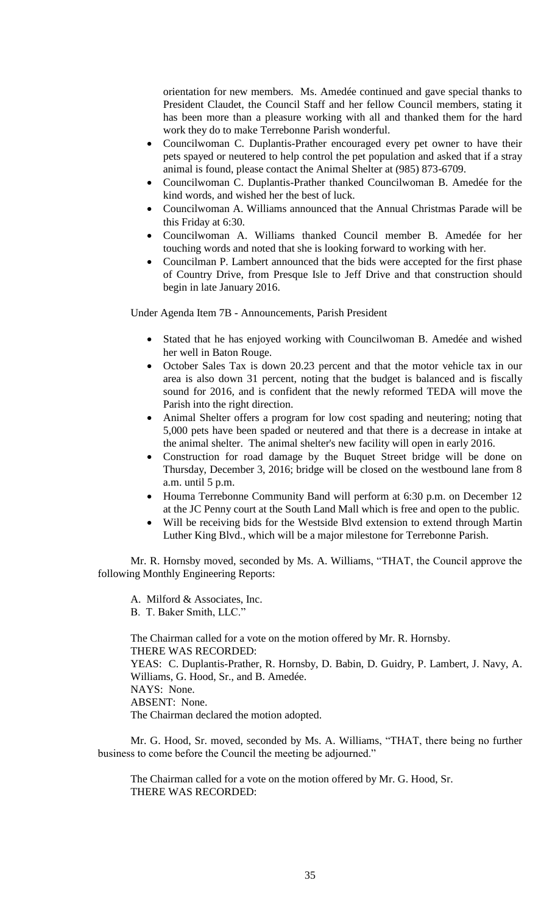orientation for new members. Ms. Amedée continued and gave special thanks to President Claudet, the Council Staff and her fellow Council members, stating it has been more than a pleasure working with all and thanked them for the hard work they do to make Terrebonne Parish wonderful.

- Councilwoman C. Duplantis-Prather encouraged every pet owner to have their pets spayed or neutered to help control the pet population and asked that if a stray animal is found, please contact the Animal Shelter at (985) 873-6709.
- Councilwoman C. Duplantis-Prather thanked Councilwoman B. Amedée for the kind words, and wished her the best of luck.
- Councilwoman A. Williams announced that the Annual Christmas Parade will be this Friday at 6:30.
- Councilwoman A. Williams thanked Council member B. Amedée for her touching words and noted that she is looking forward to working with her.
- Councilman P. Lambert announced that the bids were accepted for the first phase of Country Drive, from Presque Isle to Jeff Drive and that construction should begin in late January 2016.

Under Agenda Item 7B - Announcements, Parish President

- Stated that he has enjoyed working with Councilwoman B. Amedée and wished her well in Baton Rouge.
- October Sales Tax is down 20.23 percent and that the motor vehicle tax in our area is also down 31 percent, noting that the budget is balanced and is fiscally sound for 2016, and is confident that the newly reformed TEDA will move the Parish into the right direction.
- Animal Shelter offers a program for low cost spading and neutering; noting that 5,000 pets have been spaded or neutered and that there is a decrease in intake at the animal shelter. The animal shelter's new facility will open in early 2016.
- Construction for road damage by the Buquet Street bridge will be done on Thursday, December 3, 2016; bridge will be closed on the westbound lane from 8 a.m. until 5 p.m.
- Houma Terrebonne Community Band will perform at 6:30 p.m. on December 12 at the JC Penny court at the South Land Mall which is free and open to the public.
- Will be receiving bids for the Westside Blvd extension to extend through Martin Luther King Blvd., which will be a major milestone for Terrebonne Parish.

Mr. R. Hornsby moved, seconded by Ms. A. Williams, "THAT, the Council approve the following Monthly Engineering Reports:

A. Milford & Associates, Inc.
B. T. Baker Smith, LLC."

The Chairman called for a vote on the motion offered by Mr. R. Hornsby.
THERE WAS RECORDED:
YEAS: C. Duplantis-Prather, R. Hornsby, D. Babin, D. Guidry, P. Lambert, J. Navy, A. Williams, G. Hood, Sr., and B. Amedée.
NAYS: None.
ABSENT: None.
The Chairman declared the motion adopted.

Mr. G. Hood, Sr. moved, seconded by Ms. A. Williams, "THAT, there being no further business to come before the Council the meeting be adjourned."

The Chairman called for a vote on the motion offered by Mr. G. Hood, Sr.
THERE WAS RECORDED: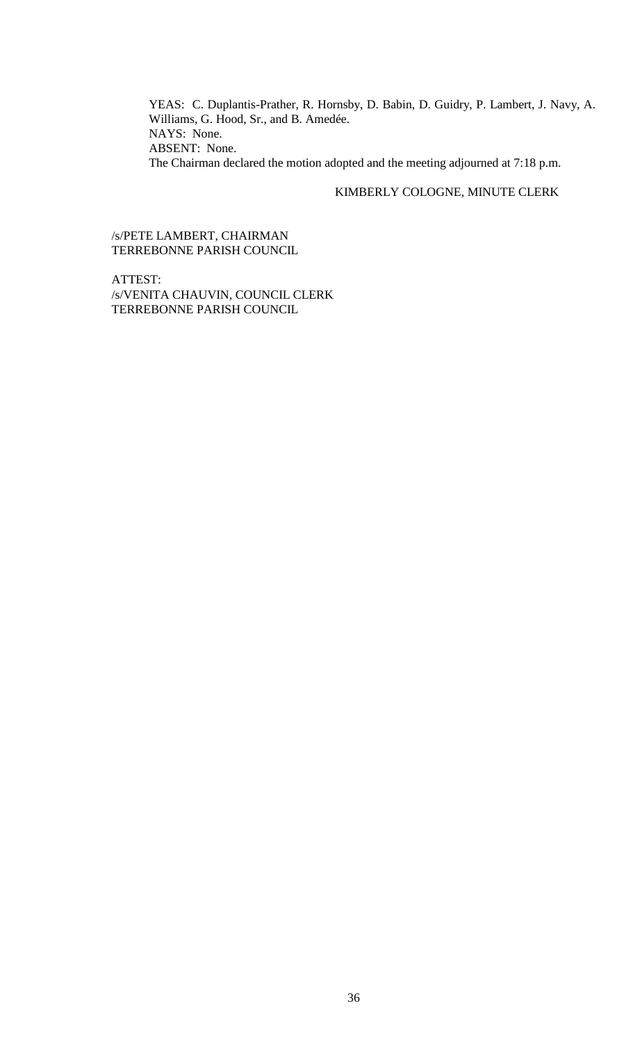YEAS: C. Duplantis-Prather, R. Hornsby, D. Babin, D. Guidry, P. Lambert, J. Navy, A. Williams, G. Hood, Sr., and B. Amedée.
NAYS: None.
ABSENT: None.
The Chairman declared the motion adopted and the meeting adjourned at 7:18 p.m.

KIMBERLY COLOGNE, MINUTE CLERK

/s/PETE LAMBERT, CHAIRMAN
TERREBONNE PARISH COUNCIL

ATTEST:
/s/VENITA CHAUVIN, COUNCIL CLERK
TERREBONNE PARISH COUNCIL